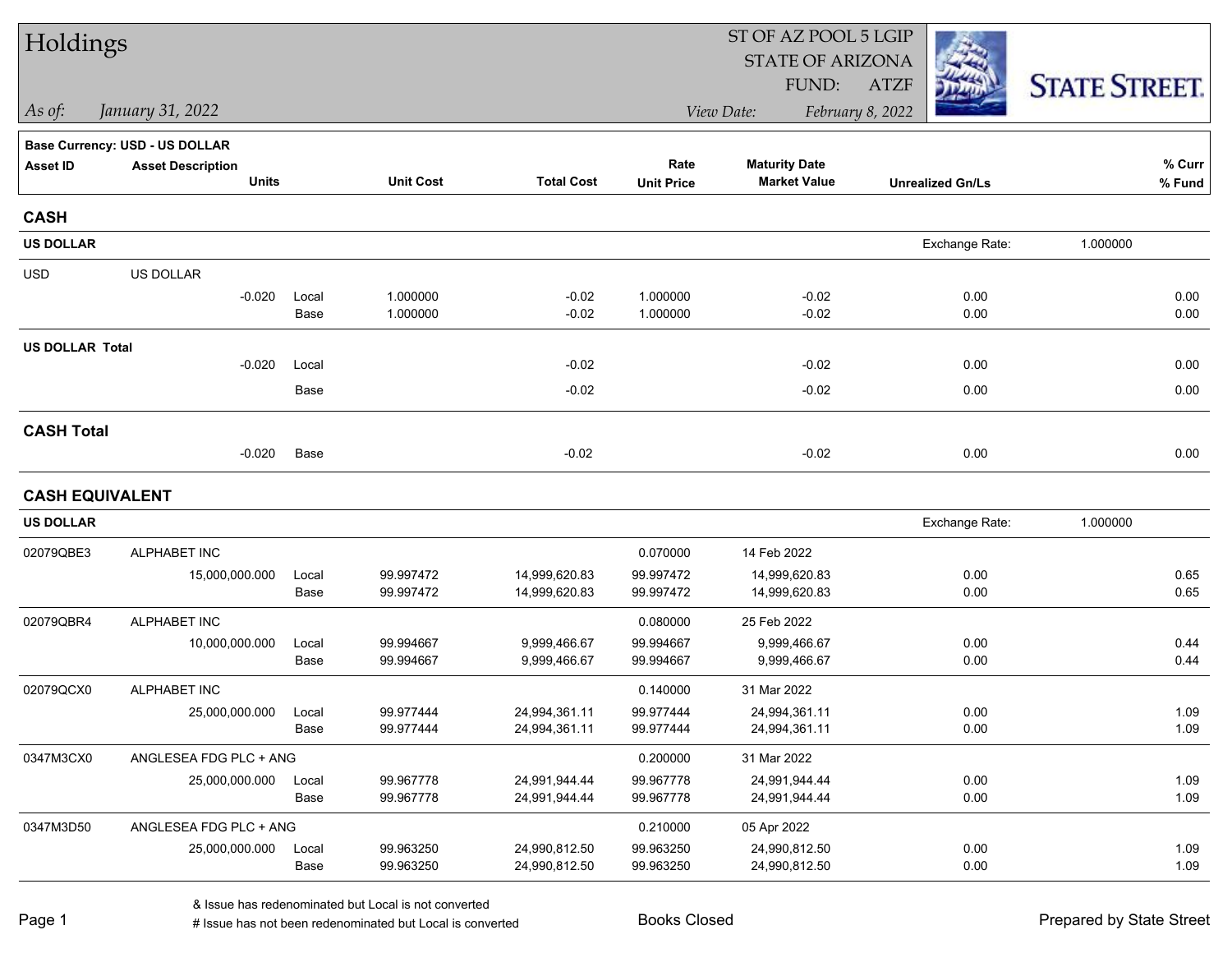# Holdings

ST OF AZ POOL 5 LGIP
STATE OF ARIZONA
FUND: ATZF

*As of:* *January 31, 2022*

*View Date:* *February 8, 2022*

STATE STREET.

**Base Currency: USD - US DOLLAR**

| Asset ID | Asset Description / Units | | Unit Cost | Total Cost | Rate / Unit Price | Maturity Date / Market Value | Unrealized Gn/Ls | % Curr / % Fund |
|---|---|---|---|---|---|---|---|---|
| **CASH** | | | | | | | | |
| **US DOLLAR** | | | | | | | Exchange Rate: 1.000000 | |
| USD | US DOLLAR | | | | | | | |
| | -0.020 | Local | 1.000000 | -0.02 | 1.000000 | -0.02 | 0.00 | 0.00 |
| | | Base | 1.000000 | -0.02 | 1.000000 | -0.02 | 0.00 | 0.00 |
| **US DOLLAR Total** | | | | | | | | |
| | -0.020 | Local | | -0.02 | | -0.02 | 0.00 | 0.00 |
| | | Base | | -0.02 | | -0.02 | 0.00 | 0.00 |
| **CASH Total** | | | | | | | | |
| | -0.020 | Base | | -0.02 | | -0.02 | 0.00 | 0.00 |
| **CASH EQUIVALENT** | | | | | | | | |
| **US DOLLAR** | | | | | | | Exchange Rate: 1.000000 | |
| 02079QBE3 | ALPHABET INC | | | | 0.070000 | 14 Feb 2022 | | |
| | 15,000,000.000 | Local | 99.997472 | 14,999,620.83 | 99.997472 | 14,999,620.83 | 0.00 | 0.65 |
| | | Base | 99.997472 | 14,999,620.83 | 99.997472 | 14,999,620.83 | 0.00 | 0.65 |
| 02079QBR4 | ALPHABET INC | | | | 0.080000 | 25 Feb 2022 | | |
| | 10,000,000.000 | Local | 99.994667 | 9,999,466.67 | 99.994667 | 9,999,466.67 | 0.00 | 0.44 |
| | | Base | 99.994667 | 9,999,466.67 | 99.994667 | 9,999,466.67 | 0.00 | 0.44 |
| 02079QCX0 | ALPHABET INC | | | | 0.140000 | 31 Mar 2022 | | |
| | 25,000,000.000 | Local | 99.977444 | 24,994,361.11 | 99.977444 | 24,994,361.11 | 0.00 | 1.09 |
| | | Base | 99.977444 | 24,994,361.11 | 99.977444 | 24,994,361.11 | 0.00 | 1.09 |
| 0347M3CX0 | ANGLESEA FDG PLC + ANG | | | | 0.200000 | 31 Mar 2022 | | |
| | 25,000,000.000 | Local | 99.967778 | 24,991,944.44 | 99.967778 | 24,991,944.44 | 0.00 | 1.09 |
| | | Base | 99.967778 | 24,991,944.44 | 99.967778 | 24,991,944.44 | 0.00 | 1.09 |
| 0347M3D50 | ANGLESEA FDG PLC + ANG | | | | 0.210000 | 05 Apr 2022 | | |
| | 25,000,000.000 | Local | 99.963250 | 24,990,812.50 | 99.963250 | 24,990,812.50 | 0.00 | 1.09 |
| | | Base | 99.963250 | 24,990,812.50 | 99.963250 | 24,990,812.50 | 0.00 | 1.09 |

& Issue has redenominated but Local is not converted
# Issue has not been redenominated but Local is converted

Books Closed

Prepared by State Street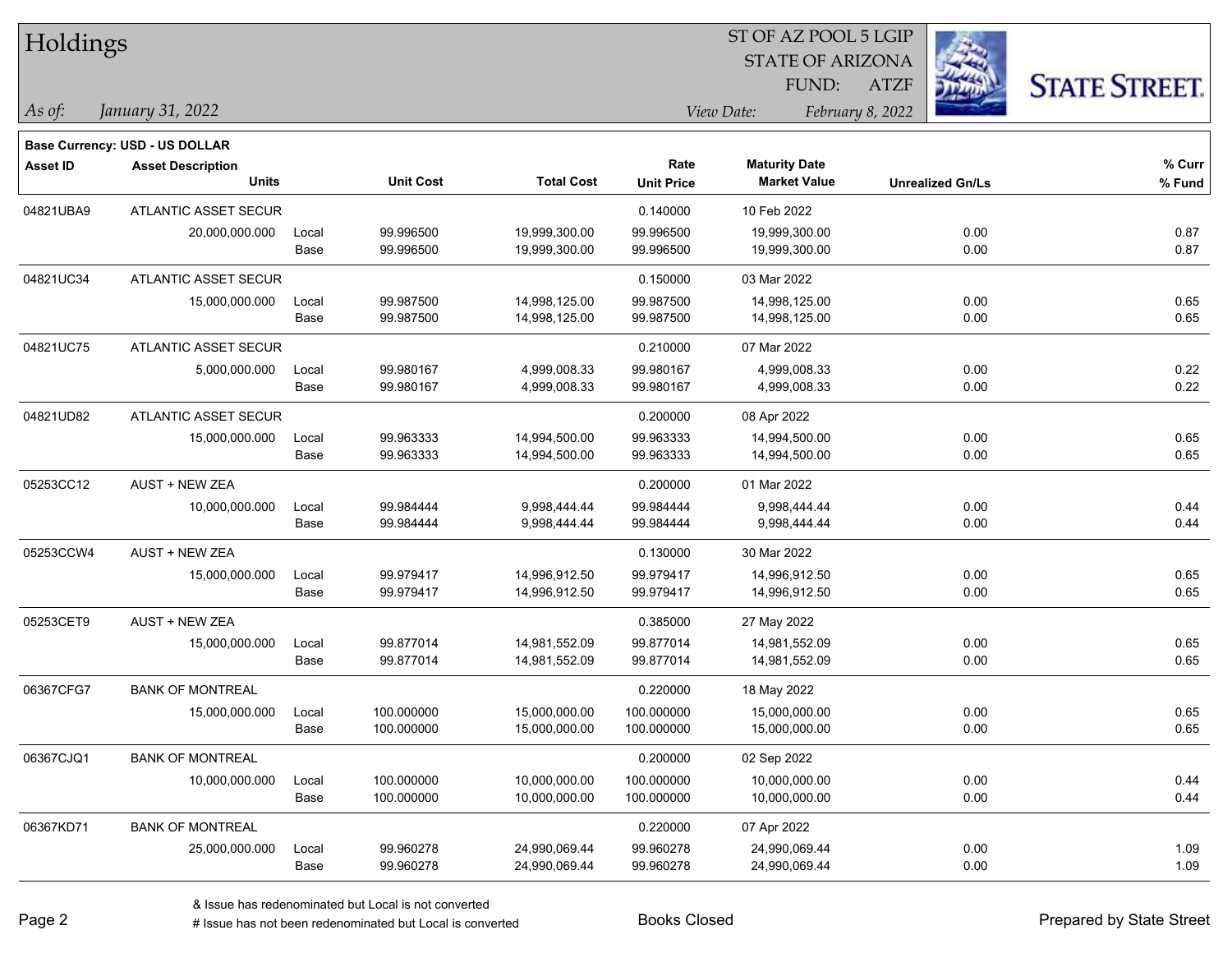# Holdings

ST OF AZ POOL 5 LGIP
STATE OF ARIZONA
FUND: ATZF

*As of:* *January 31, 2022*

*View Date:* *February 8, 2022*

**Base Currency: USD - US DOLLAR**

| Asset ID | Asset Description / Units | | Unit Cost | Total Cost | Rate / Unit Price | Maturity Date / Market Value | Unrealized Gn/Ls | % Curr / % Fund |
|---|---|---|---|---|---|---|---|---|
| 04821UBA9 | ATLANTIC ASSET SECUR | | | | 0.140000 | 10 Feb 2022 | | |
| | 20,000,000.000 | Local | 99.996500 | 19,999,300.00 | 99.996500 | 19,999,300.00 | 0.00 | 0.87 |
| | | Base | 99.996500 | 19,999,300.00 | 99.996500 | 19,999,300.00 | 0.00 | 0.87 |
| 04821UC34 | ATLANTIC ASSET SECUR | | | | 0.150000 | 03 Mar 2022 | | |
| | 15,000,000.000 | Local | 99.987500 | 14,998,125.00 | 99.987500 | 14,998,125.00 | 0.00 | 0.65 |
| | | Base | 99.987500 | 14,998,125.00 | 99.987500 | 14,998,125.00 | 0.00 | 0.65 |
| 04821UC75 | ATLANTIC ASSET SECUR | | | | 0.210000 | 07 Mar 2022 | | |
| | 5,000,000.000 | Local | 99.980167 | 4,999,008.33 | 99.980167 | 4,999,008.33 | 0.00 | 0.22 |
| | | Base | 99.980167 | 4,999,008.33 | 99.980167 | 4,999,008.33 | 0.00 | 0.22 |
| 04821UD82 | ATLANTIC ASSET SECUR | | | | 0.200000 | 08 Apr 2022 | | |
| | 15,000,000.000 | Local | 99.963333 | 14,994,500.00 | 99.963333 | 14,994,500.00 | 0.00 | 0.65 |
| | | Base | 99.963333 | 14,994,500.00 | 99.963333 | 14,994,500.00 | 0.00 | 0.65 |
| 05253CC12 | AUST + NEW ZEA | | | | 0.200000 | 01 Mar 2022 | | |
| | 10,000,000.000 | Local | 99.984444 | 9,998,444.44 | 99.984444 | 9,998,444.44 | 0.00 | 0.44 |
| | | Base | 99.984444 | 9,998,444.44 | 99.984444 | 9,998,444.44 | 0.00 | 0.44 |
| 05253CCW4 | AUST + NEW ZEA | | | | 0.130000 | 30 Mar 2022 | | |
| | 15,000,000.000 | Local | 99.979417 | 14,996,912.50 | 99.979417 | 14,996,912.50 | 0.00 | 0.65 |
| | | Base | 99.979417 | 14,996,912.50 | 99.979417 | 14,996,912.50 | 0.00 | 0.65 |
| 05253CET9 | AUST + NEW ZEA | | | | 0.385000 | 27 May 2022 | | |
| | 15,000,000.000 | Local | 99.877014 | 14,981,552.09 | 99.877014 | 14,981,552.09 | 0.00 | 0.65 |
| | | Base | 99.877014 | 14,981,552.09 | 99.877014 | 14,981,552.09 | 0.00 | 0.65 |
| 06367CFG7 | BANK OF MONTREAL | | | | 0.220000 | 18 May 2022 | | |
| | 15,000,000.000 | Local | 100.000000 | 15,000,000.00 | 100.000000 | 15,000,000.00 | 0.00 | 0.65 |
| | | Base | 100.000000 | 15,000,000.00 | 100.000000 | 15,000,000.00 | 0.00 | 0.65 |
| 06367CJQ1 | BANK OF MONTREAL | | | | 0.200000 | 02 Sep 2022 | | |
| | 10,000,000.000 | Local | 100.000000 | 10,000,000.00 | 100.000000 | 10,000,000.00 | 0.00 | 0.44 |
| | | Base | 100.000000 | 10,000,000.00 | 100.000000 | 10,000,000.00 | 0.00 | 0.44 |
| 06367KD71 | BANK OF MONTREAL | | | | 0.220000 | 07 Apr 2022 | | |
| | 25,000,000.000 | Local | 99.960278 | 24,990,069.44 | 99.960278 | 24,990,069.44 | 0.00 | 1.09 |
| | | Base | 99.960278 | 24,990,069.44 | 99.960278 | 24,990,069.44 | 0.00 | 1.09 |

& Issue has redenominated but Local is not converted
# Issue has not been redenominated but Local is converted

Books Closed

Prepared by State Street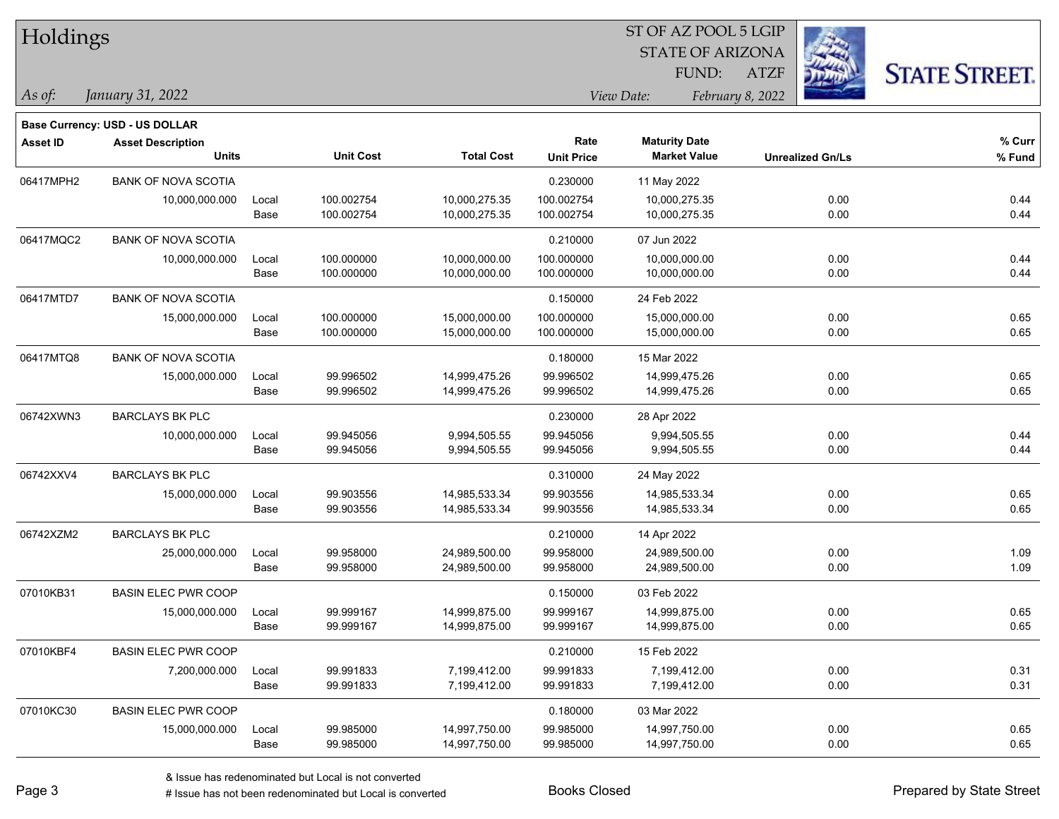# Holdings

ST OF AZ POOL 5 LGIP
STATE OF ARIZONA
FUND: ATZF

*As of:* *January 31, 2022*

*View Date:* *February 8, 2022*

**Base Currency: USD - US DOLLAR**

| Asset ID | Asset Description / Units | | Unit Cost | Total Cost | Rate / Unit Price | Maturity Date / Market Value | Unrealized Gn/Ls | % Curr / % Fund |
|---|---|---|---|---|---|---|---|---|
| 06417MPH2 | BANK OF NOVA SCOTIA | | | | 0.230000 | 11 May 2022 | | |
| | 10,000,000.000 | Local | 100.002754 | 10,000,275.35 | 100.002754 | 10,000,275.35 | 0.00 | 0.44 |
| | | Base | 100.002754 | 10,000,275.35 | 100.002754 | 10,000,275.35 | 0.00 | 0.44 |
| 06417MQC2 | BANK OF NOVA SCOTIA | | | | 0.210000 | 07 Jun 2022 | | |
| | 10,000,000.000 | Local | 100.000000 | 10,000,000.00 | 100.000000 | 10,000,000.00 | 0.00 | 0.44 |
| | | Base | 100.000000 | 10,000,000.00 | 100.000000 | 10,000,000.00 | 0.00 | 0.44 |
| 06417MTD7 | BANK OF NOVA SCOTIA | | | | 0.150000 | 24 Feb 2022 | | |
| | 15,000,000.000 | Local | 100.000000 | 15,000,000.00 | 100.000000 | 15,000,000.00 | 0.00 | 0.65 |
| | | Base | 100.000000 | 15,000,000.00 | 100.000000 | 15,000,000.00 | 0.00 | 0.65 |
| 06417MTQ8 | BANK OF NOVA SCOTIA | | | | 0.180000 | 15 Mar 2022 | | |
| | 15,000,000.000 | Local | 99.996502 | 14,999,475.26 | 99.996502 | 14,999,475.26 | 0.00 | 0.65 |
| | | Base | 99.996502 | 14,999,475.26 | 99.996502 | 14,999,475.26 | 0.00 | 0.65 |
| 06742XWN3 | BARCLAYS BK PLC | | | | 0.230000 | 28 Apr 2022 | | |
| | 10,000,000.000 | Local | 99.945056 | 9,994,505.55 | 99.945056 | 9,994,505.55 | 0.00 | 0.44 |
| | | Base | 99.945056 | 9,994,505.55 | 99.945056 | 9,994,505.55 | 0.00 | 0.44 |
| 06742XXV4 | BARCLAYS BK PLC | | | | 0.310000 | 24 May 2022 | | |
| | 15,000,000.000 | Local | 99.903556 | 14,985,533.34 | 99.903556 | 14,985,533.34 | 0.00 | 0.65 |
| | | Base | 99.903556 | 14,985,533.34 | 99.903556 | 14,985,533.34 | 0.00 | 0.65 |
| 06742XZM2 | BARCLAYS BK PLC | | | | 0.210000 | 14 Apr 2022 | | |
| | 25,000,000.000 | Local | 99.958000 | 24,989,500.00 | 99.958000 | 24,989,500.00 | 0.00 | 1.09 |
| | | Base | 99.958000 | 24,989,500.00 | 99.958000 | 24,989,500.00 | 0.00 | 1.09 |
| 07010KB31 | BASIN ELEC PWR COOP | | | | 0.150000 | 03 Feb 2022 | | |
| | 15,000,000.000 | Local | 99.999167 | 14,999,875.00 | 99.999167 | 14,999,875.00 | 0.00 | 0.65 |
| | | Base | 99.999167 | 14,999,875.00 | 99.999167 | 14,999,875.00 | 0.00 | 0.65 |
| 07010KBF4 | BASIN ELEC PWR COOP | | | | 0.210000 | 15 Feb 2022 | | |
| | 7,200,000.000 | Local | 99.991833 | 7,199,412.00 | 99.991833 | 7,199,412.00 | 0.00 | 0.31 |
| | | Base | 99.991833 | 7,199,412.00 | 99.991833 | 7,199,412.00 | 0.00 | 0.31 |
| 07010KC30 | BASIN ELEC PWR COOP | | | | 0.180000 | 03 Mar 2022 | | |
| | 15,000,000.000 | Local | 99.985000 | 14,997,750.00 | 99.985000 | 14,997,750.00 | 0.00 | 0.65 |
| | | Base | 99.985000 | 14,997,750.00 | 99.985000 | 14,997,750.00 | 0.00 | 0.65 |

& Issue has redenominated but Local is not converted
# Issue has not been redenominated but Local is converted

Books Closed

Prepared by State Street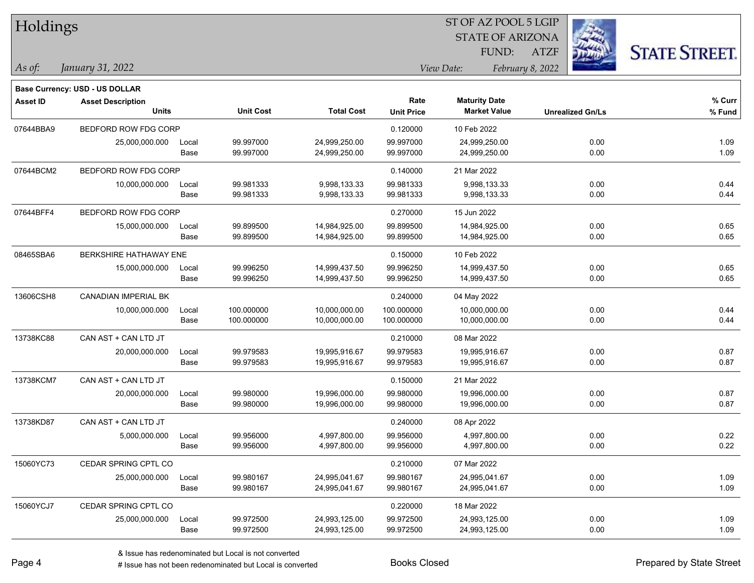# Holdings

ST OF AZ POOL 5 LGIP
STATE OF ARIZONA
FUND: ATZF

*As of:* *January 31, 2022*

*View Date:* *February 8, 2022*

**Base Currency: USD - US DOLLAR**

| Asset ID | Asset Description / Units | | Unit Cost | Total Cost | Rate / Unit Price | Maturity Date / Market Value | Unrealized Gn/Ls | % Curr / % Fund |
|---|---|---|---|---|---|---|---|---|
| 07644BBA9 | BEDFORD ROW FDG CORP | | | | 0.120000 | 10 Feb 2022 | | |
| | 25,000,000.000 | Local | 99.997000 | 24,999,250.00 | 99.997000 | 24,999,250.00 | 0.00 | 1.09 |
| | | Base | 99.997000 | 24,999,250.00 | 99.997000 | 24,999,250.00 | 0.00 | 1.09 |
| 07644BCM2 | BEDFORD ROW FDG CORP | | | | 0.140000 | 21 Mar 2022 | | |
| | 10,000,000.000 | Local | 99.981333 | 9,998,133.33 | 99.981333 | 9,998,133.33 | 0.00 | 0.44 |
| | | Base | 99.981333 | 9,998,133.33 | 99.981333 | 9,998,133.33 | 0.00 | 0.44 |
| 07644BFF4 | BEDFORD ROW FDG CORP | | | | 0.270000 | 15 Jun 2022 | | |
| | 15,000,000.000 | Local | 99.899500 | 14,984,925.00 | 99.899500 | 14,984,925.00 | 0.00 | 0.65 |
| | | Base | 99.899500 | 14,984,925.00 | 99.899500 | 14,984,925.00 | 0.00 | 0.65 |
| 08465SBA6 | BERKSHIRE HATHAWAY ENE | | | | 0.150000 | 10 Feb 2022 | | |
| | 15,000,000.000 | Local | 99.996250 | 14,999,437.50 | 99.996250 | 14,999,437.50 | 0.00 | 0.65 |
| | | Base | 99.996250 | 14,999,437.50 | 99.996250 | 14,999,437.50 | 0.00 | 0.65 |
| 13606CSH8 | CANADIAN IMPERIAL BK | | | | 0.240000 | 04 May 2022 | | |
| | 10,000,000.000 | Local | 100.000000 | 10,000,000.00 | 100.000000 | 10,000,000.00 | 0.00 | 0.44 |
| | | Base | 100.000000 | 10,000,000.00 | 100.000000 | 10,000,000.00 | 0.00 | 0.44 |
| 13738KC88 | CAN AST + CAN LTD JT | | | | 0.210000 | 08 Mar 2022 | | |
| | 20,000,000.000 | Local | 99.979583 | 19,995,916.67 | 99.979583 | 19,995,916.67 | 0.00 | 0.87 |
| | | Base | 99.979583 | 19,995,916.67 | 99.979583 | 19,995,916.67 | 0.00 | 0.87 |
| 13738KCM7 | CAN AST + CAN LTD JT | | | | 0.150000 | 21 Mar 2022 | | |
| | 20,000,000.000 | Local | 99.980000 | 19,996,000.00 | 99.980000 | 19,996,000.00 | 0.00 | 0.87 |
| | | Base | 99.980000 | 19,996,000.00 | 99.980000 | 19,996,000.00 | 0.00 | 0.87 |
| 13738KD87 | CAN AST + CAN LTD JT | | | | 0.240000 | 08 Apr 2022 | | |
| | 5,000,000.000 | Local | 99.956000 | 4,997,800.00 | 99.956000 | 4,997,800.00 | 0.00 | 0.22 |
| | | Base | 99.956000 | 4,997,800.00 | 99.956000 | 4,997,800.00 | 0.00 | 0.22 |
| 15060YC73 | CEDAR SPRING CPTL CO | | | | 0.210000 | 07 Mar 2022 | | |
| | 25,000,000.000 | Local | 99.980167 | 24,995,041.67 | 99.980167 | 24,995,041.67 | 0.00 | 1.09 |
| | | Base | 99.980167 | 24,995,041.67 | 99.980167 | 24,995,041.67 | 0.00 | 1.09 |
| 15060YCJ7 | CEDAR SPRING CPTL CO | | | | 0.220000 | 18 Mar 2022 | | |
| | 25,000,000.000 | Local | 99.972500 | 24,993,125.00 | 99.972500 | 24,993,125.00 | 0.00 | 1.09 |
| | | Base | 99.972500 | 24,993,125.00 | 99.972500 | 24,993,125.00 | 0.00 | 1.09 |

& Issue has redenominated but Local is not converted
# Issue has not been redenominated but Local is converted

Books Closed

Prepared by State Street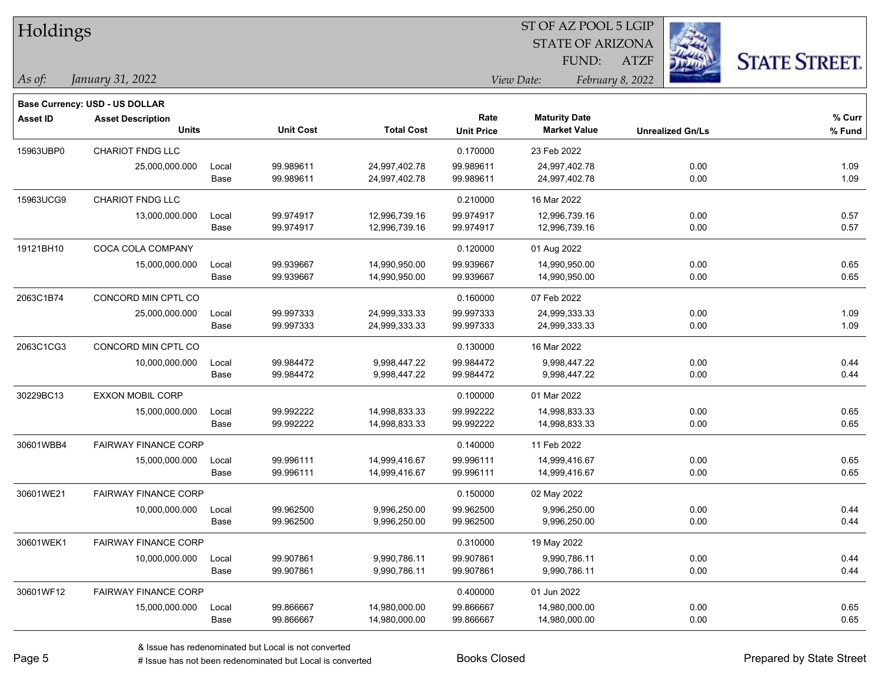# Holdings

ST OF AZ POOL 5 LGIP
STATE OF ARIZONA
FUND: ATZF

*As of:* *January 31, 2022*

*View Date:* *February 8, 2022*

**Base Currency: USD - US DOLLAR**

| Asset ID | Asset Description / Units | | Unit Cost | Total Cost | Rate / Unit Price | Maturity Date / Market Value | Unrealized Gn/Ls | % Curr / % Fund |
|---|---|---|---|---|---|---|---|---|
| 15963UBP0 | CHARIOT FNDG LLC | | | | 0.170000 | 23 Feb 2022 | | |
| | 25,000,000.000 | Local | 99.989611 | 24,997,402.78 | 99.989611 | 24,997,402.78 | 0.00 | 1.09 |
| | | Base | 99.989611 | 24,997,402.78 | 99.989611 | 24,997,402.78 | 0.00 | 1.09 |
| 15963UCG9 | CHARIOT FNDG LLC | | | | 0.210000 | 16 Mar 2022 | | |
| | 13,000,000.000 | Local | 99.974917 | 12,996,739.16 | 99.974917 | 12,996,739.16 | 0.00 | 0.57 |
| | | Base | 99.974917 | 12,996,739.16 | 99.974917 | 12,996,739.16 | 0.00 | 0.57 |
| 19121BH10 | COCA COLA COMPANY | | | | 0.120000 | 01 Aug 2022 | | |
| | 15,000,000.000 | Local | 99.939667 | 14,990,950.00 | 99.939667 | 14,990,950.00 | 0.00 | 0.65 |
| | | Base | 99.939667 | 14,990,950.00 | 99.939667 | 14,990,950.00 | 0.00 | 0.65 |
| 2063C1B74 | CONCORD MIN CPTL CO | | | | 0.160000 | 07 Feb 2022 | | |
| | 25,000,000.000 | Local | 99.997333 | 24,999,333.33 | 99.997333 | 24,999,333.33 | 0.00 | 1.09 |
| | | Base | 99.997333 | 24,999,333.33 | 99.997333 | 24,999,333.33 | 0.00 | 1.09 |
| 2063C1CG3 | CONCORD MIN CPTL CO | | | | 0.130000 | 16 Mar 2022 | | |
| | 10,000,000.000 | Local | 99.984472 | 9,998,447.22 | 99.984472 | 9,998,447.22 | 0.00 | 0.44 |
| | | Base | 99.984472 | 9,998,447.22 | 99.984472 | 9,998,447.22 | 0.00 | 0.44 |
| 30229BC13 | EXXON MOBIL CORP | | | | 0.100000 | 01 Mar 2022 | | |
| | 15,000,000.000 | Local | 99.992222 | 14,998,833.33 | 99.992222 | 14,998,833.33 | 0.00 | 0.65 |
| | | Base | 99.992222 | 14,998,833.33 | 99.992222 | 14,998,833.33 | 0.00 | 0.65 |
| 30601WBB4 | FAIRWAY FINANCE CORP | | | | 0.140000 | 11 Feb 2022 | | |
| | 15,000,000.000 | Local | 99.996111 | 14,999,416.67 | 99.996111 | 14,999,416.67 | 0.00 | 0.65 |
| | | Base | 99.996111 | 14,999,416.67 | 99.996111 | 14,999,416.67 | 0.00 | 0.65 |
| 30601WE21 | FAIRWAY FINANCE CORP | | | | 0.150000 | 02 May 2022 | | |
| | 10,000,000.000 | Local | 99.962500 | 9,996,250.00 | 99.962500 | 9,996,250.00 | 0.00 | 0.44 |
| | | Base | 99.962500 | 9,996,250.00 | 99.962500 | 9,996,250.00 | 0.00 | 0.44 |
| 30601WEK1 | FAIRWAY FINANCE CORP | | | | 0.310000 | 19 May 2022 | | |
| | 10,000,000.000 | Local | 99.907861 | 9,990,786.11 | 99.907861 | 9,990,786.11 | 0.00 | 0.44 |
| | | Base | 99.907861 | 9,990,786.11 | 99.907861 | 9,990,786.11 | 0.00 | 0.44 |
| 30601WF12 | FAIRWAY FINANCE CORP | | | | 0.400000 | 01 Jun 2022 | | |
| | 15,000,000.000 | Local | 99.866667 | 14,980,000.00 | 99.866667 | 14,980,000.00 | 0.00 | 0.65 |
| | | Base | 99.866667 | 14,980,000.00 | 99.866667 | 14,980,000.00 | 0.00 | 0.65 |

& Issue has redenominated but Local is not converted
# Issue has not been redenominated but Local is converted

Books Closed

Prepared by State Street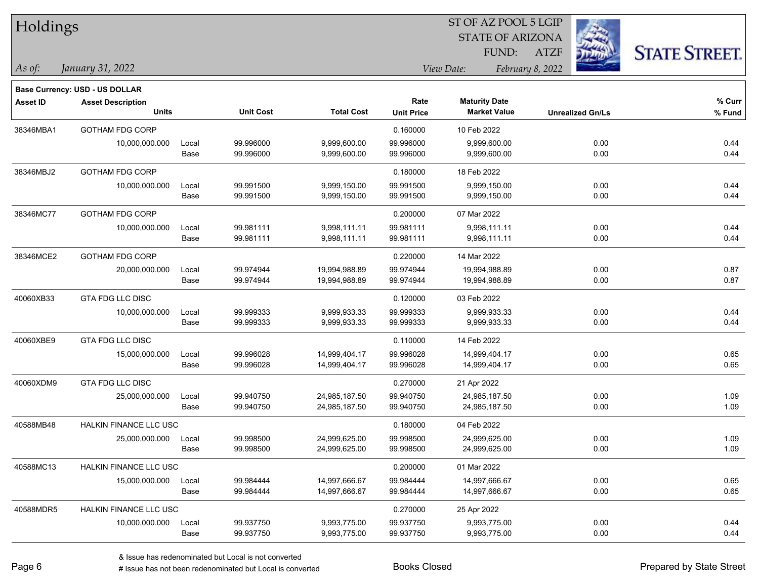# Holdings

ST OF AZ POOL 5 LGIP
STATE OF ARIZONA
FUND: ATZF

*As of:* *January 31, 2022*

*View Date:* *February 8, 2022*

**Base Currency: USD - US DOLLAR**

| Asset ID | Asset Description / Units | | Unit Cost | Total Cost | Rate / Unit Price | Maturity Date / Market Value | Unrealized Gn/Ls | % Curr / % Fund |
|---|---|---|---|---|---|---|---|---|
| 38346MBA1 | GOTHAM FDG CORP | | | | 0.160000 | 10 Feb 2022 | | |
| | 10,000,000.000 | Local | 99.996000 | 9,999,600.00 | 99.996000 | 9,999,600.00 | 0.00 | 0.44 |
| | | Base | 99.996000 | 9,999,600.00 | 99.996000 | 9,999,600.00 | 0.00 | 0.44 |
| 38346MBJ2 | GOTHAM FDG CORP | | | | 0.180000 | 18 Feb 2022 | | |
| | 10,000,000.000 | Local | 99.991500 | 9,999,150.00 | 99.991500 | 9,999,150.00 | 0.00 | 0.44 |
| | | Base | 99.991500 | 9,999,150.00 | 99.991500 | 9,999,150.00 | 0.00 | 0.44 |
| 38346MC77 | GOTHAM FDG CORP | | | | 0.200000 | 07 Mar 2022 | | |
| | 10,000,000.000 | Local | 99.981111 | 9,998,111.11 | 99.981111 | 9,998,111.11 | 0.00 | 0.44 |
| | | Base | 99.981111 | 9,998,111.11 | 99.981111 | 9,998,111.11 | 0.00 | 0.44 |
| 38346MCE2 | GOTHAM FDG CORP | | | | 0.220000 | 14 Mar 2022 | | |
| | 20,000,000.000 | Local | 99.974944 | 19,994,988.89 | 99.974944 | 19,994,988.89 | 0.00 | 0.87 |
| | | Base | 99.974944 | 19,994,988.89 | 99.974944 | 19,994,988.89 | 0.00 | 0.87 |
| 40060XB33 | GTA FDG LLC DISC | | | | 0.120000 | 03 Feb 2022 | | |
| | 10,000,000.000 | Local | 99.999333 | 9,999,933.33 | 99.999333 | 9,999,933.33 | 0.00 | 0.44 |
| | | Base | 99.999333 | 9,999,933.33 | 99.999333 | 9,999,933.33 | 0.00 | 0.44 |
| 40060XBE9 | GTA FDG LLC DISC | | | | 0.110000 | 14 Feb 2022 | | |
| | 15,000,000.000 | Local | 99.996028 | 14,999,404.17 | 99.996028 | 14,999,404.17 | 0.00 | 0.65 |
| | | Base | 99.996028 | 14,999,404.17 | 99.996028 | 14,999,404.17 | 0.00 | 0.65 |
| 40060XDM9 | GTA FDG LLC DISC | | | | 0.270000 | 21 Apr 2022 | | |
| | 25,000,000.000 | Local | 99.940750 | 24,985,187.50 | 99.940750 | 24,985,187.50 | 0.00 | 1.09 |
| | | Base | 99.940750 | 24,985,187.50 | 99.940750 | 24,985,187.50 | 0.00 | 1.09 |
| 40588MB48 | HALKIN FINANCE LLC USC | | | | 0.180000 | 04 Feb 2022 | | |
| | 25,000,000.000 | Local | 99.998500 | 24,999,625.00 | 99.998500 | 24,999,625.00 | 0.00 | 1.09 |
| | | Base | 99.998500 | 24,999,625.00 | 99.998500 | 24,999,625.00 | 0.00 | 1.09 |
| 40588MC13 | HALKIN FINANCE LLC USC | | | | 0.200000 | 01 Mar 2022 | | |
| | 15,000,000.000 | Local | 99.984444 | 14,997,666.67 | 99.984444 | 14,997,666.67 | 0.00 | 0.65 |
| | | Base | 99.984444 | 14,997,666.67 | 99.984444 | 14,997,666.67 | 0.00 | 0.65 |
| 40588MDR5 | HALKIN FINANCE LLC USC | | | | 0.270000 | 25 Apr 2022 | | |
| | 10,000,000.000 | Local | 99.937750 | 9,993,775.00 | 99.937750 | 9,993,775.00 | 0.00 | 0.44 |
| | | Base | 99.937750 | 9,993,775.00 | 99.937750 | 9,993,775.00 | 0.00 | 0.44 |

& Issue has redenominated but Local is not converted
# Issue has not been redenominated but Local is converted

Books Closed

Prepared by State Street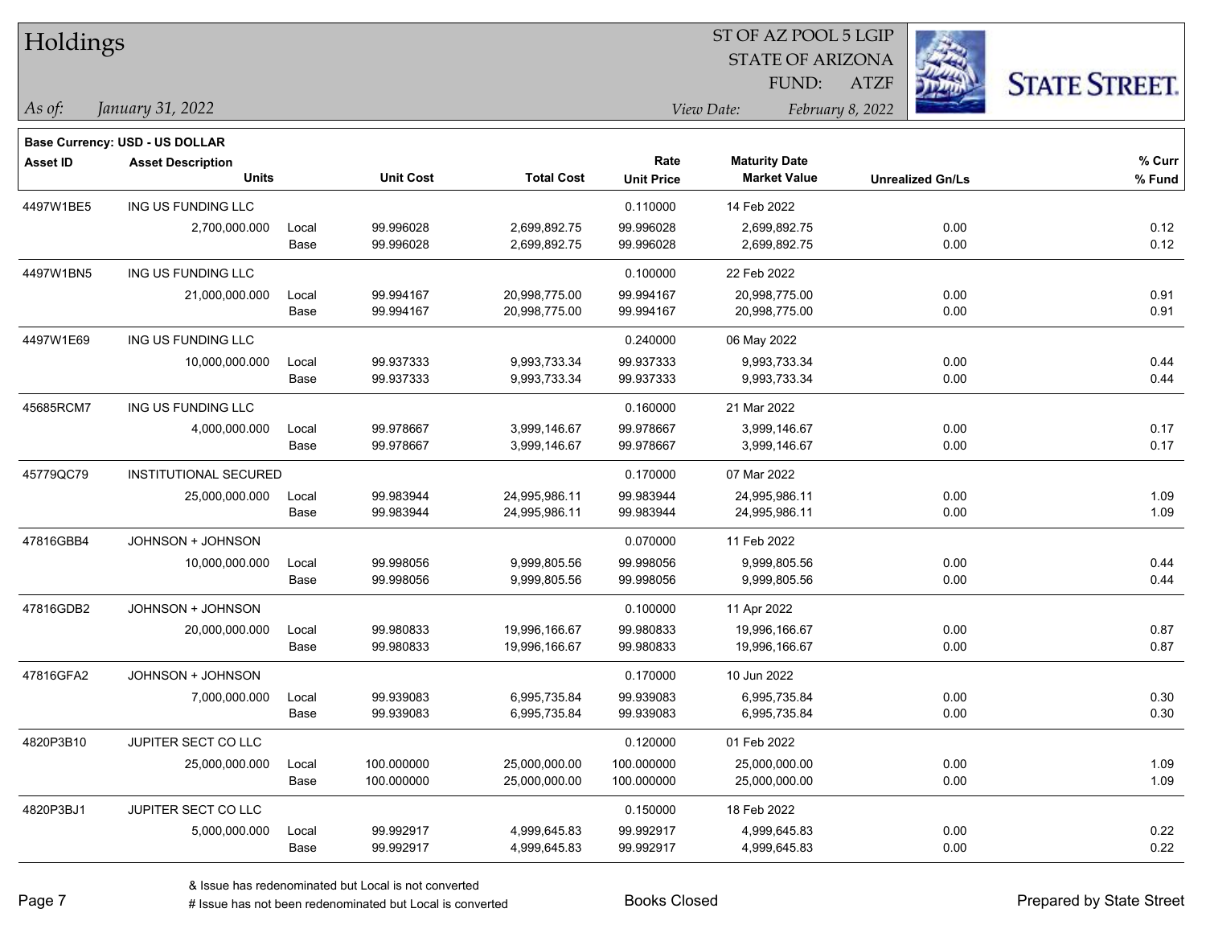# Holdings

ST OF AZ POOL 5 LGIP
STATE OF ARIZONA
FUND: ATZF

*As of:* *January 31, 2022*

*View Date:* *February 8, 2022*

**Base Currency: USD - US DOLLAR**

| Asset ID | Asset Description / Units | | Unit Cost | Total Cost | Rate / Unit Price | Maturity Date / Market Value | Unrealized Gn/Ls | % Curr / % Fund |
|---|---|---|---|---|---|---|---|---|
| 4497W1BE5 | ING US FUNDING LLC | | | | 0.110000 | 14 Feb 2022 | | |
| | 2,700,000.000 | Local | 99.996028 | 2,699,892.75 | 99.996028 | 2,699,892.75 | 0.00 | 0.12 |
| | | Base | 99.996028 | 2,699,892.75 | 99.996028 | 2,699,892.75 | 0.00 | 0.12 |
| 4497W1BN5 | ING US FUNDING LLC | | | | 0.100000 | 22 Feb 2022 | | |
| | 21,000,000.000 | Local | 99.994167 | 20,998,775.00 | 99.994167 | 20,998,775.00 | 0.00 | 0.91 |
| | | Base | 99.994167 | 20,998,775.00 | 99.994167 | 20,998,775.00 | 0.00 | 0.91 |
| 4497W1E69 | ING US FUNDING LLC | | | | 0.240000 | 06 May 2022 | | |
| | 10,000,000.000 | Local | 99.937333 | 9,993,733.34 | 99.937333 | 9,993,733.34 | 0.00 | 0.44 |
| | | Base | 99.937333 | 9,993,733.34 | 99.937333 | 9,993,733.34 | 0.00 | 0.44 |
| 45685RCM7 | ING US FUNDING LLC | | | | 0.160000 | 21 Mar 2022 | | |
| | 4,000,000.000 | Local | 99.978667 | 3,999,146.67 | 99.978667 | 3,999,146.67 | 0.00 | 0.17 |
| | | Base | 99.978667 | 3,999,146.67 | 99.978667 | 3,999,146.67 | 0.00 | 0.17 |
| 45779QC79 | INSTITUTIONAL SECURED | | | | 0.170000 | 07 Mar 2022 | | |
| | 25,000,000.000 | Local | 99.983944 | 24,995,986.11 | 99.983944 | 24,995,986.11 | 0.00 | 1.09 |
| | | Base | 99.983944 | 24,995,986.11 | 99.983944 | 24,995,986.11 | 0.00 | 1.09 |
| 47816GBB4 | JOHNSON + JOHNSON | | | | 0.070000 | 11 Feb 2022 | | |
| | 10,000,000.000 | Local | 99.998056 | 9,999,805.56 | 99.998056 | 9,999,805.56 | 0.00 | 0.44 |
| | | Base | 99.998056 | 9,999,805.56 | 99.998056 | 9,999,805.56 | 0.00 | 0.44 |
| 47816GDB2 | JOHNSON + JOHNSON | | | | 0.100000 | 11 Apr 2022 | | |
| | 20,000,000.000 | Local | 99.980833 | 19,996,166.67 | 99.980833 | 19,996,166.67 | 0.00 | 0.87 |
| | | Base | 99.980833 | 19,996,166.67 | 99.980833 | 19,996,166.67 | 0.00 | 0.87 |
| 47816GFA2 | JOHNSON + JOHNSON | | | | 0.170000 | 10 Jun 2022 | | |
| | 7,000,000.000 | Local | 99.939083 | 6,995,735.84 | 99.939083 | 6,995,735.84 | 0.00 | 0.30 |
| | | Base | 99.939083 | 6,995,735.84 | 99.939083 | 6,995,735.84 | 0.00 | 0.30 |
| 4820P3B10 | JUPITER SECT CO LLC | | | | 0.120000 | 01 Feb 2022 | | |
| | 25,000,000.000 | Local | 100.000000 | 25,000,000.00 | 100.000000 | 25,000,000.00 | 0.00 | 1.09 |
| | | Base | 100.000000 | 25,000,000.00 | 100.000000 | 25,000,000.00 | 0.00 | 1.09 |
| 4820P3BJ1 | JUPITER SECT CO LLC | | | | 0.150000 | 18 Feb 2022 | | |
| | 5,000,000.000 | Local | 99.992917 | 4,999,645.83 | 99.992917 | 4,999,645.83 | 0.00 | 0.22 |
| | | Base | 99.992917 | 4,999,645.83 | 99.992917 | 4,999,645.83 | 0.00 | 0.22 |

& Issue has redenominated but Local is not converted
# Issue has not been redenominated but Local is converted

Books Closed

Prepared by State Street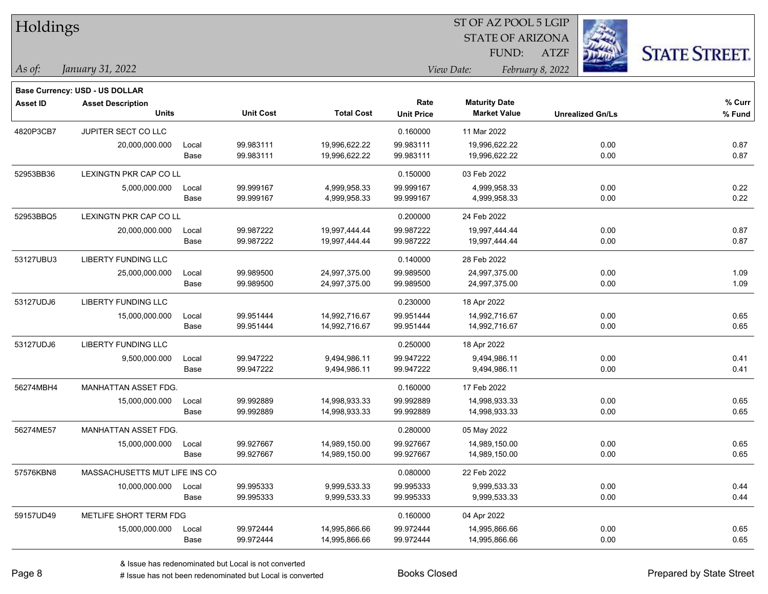# Holdings

ST OF AZ POOL 5 LGIP
STATE OF ARIZONA
FUND: ATZF

*As of:* *January 31, 2022*
*View Date:* *February 8, 2022*

**Base Currency: USD - US DOLLAR**

| Asset ID | Asset Description / Units | | Unit Cost | Total Cost | Rate / Unit Price | Maturity Date / Market Value | Unrealized Gn/Ls | % Curr / % Fund |
|---|---|---|---|---|---|---|---|---|
| 4820P3CB7 | JUPITER SECT CO LLC | | | | 0.160000 | 11 Mar 2022 | | |
| | 20,000,000.000 | Local | 99.983111 | 19,996,622.22 | 99.983111 | 19,996,622.22 | 0.00 | 0.87 |
| | | Base | 99.983111 | 19,996,622.22 | 99.983111 | 19,996,622.22 | 0.00 | 0.87 |
| 52953BB36 | LEXINGTN PKR CAP CO LL | | | | 0.150000 | 03 Feb 2022 | | |
| | 5,000,000.000 | Local | 99.999167 | 4,999,958.33 | 99.999167 | 4,999,958.33 | 0.00 | 0.22 |
| | | Base | 99.999167 | 4,999,958.33 | 99.999167 | 4,999,958.33 | 0.00 | 0.22 |
| 52953BBQ5 | LEXINGTN PKR CAP CO LL | | | | 0.200000 | 24 Feb 2022 | | |
| | 20,000,000.000 | Local | 99.987222 | 19,997,444.44 | 99.987222 | 19,997,444.44 | 0.00 | 0.87 |
| | | Base | 99.987222 | 19,997,444.44 | 99.987222 | 19,997,444.44 | 0.00 | 0.87 |
| 53127UBU3 | LIBERTY FUNDING LLC | | | | 0.140000 | 28 Feb 2022 | | |
| | 25,000,000.000 | Local | 99.989500 | 24,997,375.00 | 99.989500 | 24,997,375.00 | 0.00 | 1.09 |
| | | Base | 99.989500 | 24,997,375.00 | 99.989500 | 24,997,375.00 | 0.00 | 1.09 |
| 53127UDJ6 | LIBERTY FUNDING LLC | | | | 0.230000 | 18 Apr 2022 | | |
| | 15,000,000.000 | Local | 99.951444 | 14,992,716.67 | 99.951444 | 14,992,716.67 | 0.00 | 0.65 |
| | | Base | 99.951444 | 14,992,716.67 | 99.951444 | 14,992,716.67 | 0.00 | 0.65 |
| 53127UDJ6 | LIBERTY FUNDING LLC | | | | 0.250000 | 18 Apr 2022 | | |
| | 9,500,000.000 | Local | 99.947222 | 9,494,986.11 | 99.947222 | 9,494,986.11 | 0.00 | 0.41 |
| | | Base | 99.947222 | 9,494,986.11 | 99.947222 | 9,494,986.11 | 0.00 | 0.41 |
| 56274MBH4 | MANHATTAN ASSET FDG. | | | | 0.160000 | 17 Feb 2022 | | |
| | 15,000,000.000 | Local | 99.992889 | 14,998,933.33 | 99.992889 | 14,998,933.33 | 0.00 | 0.65 |
| | | Base | 99.992889 | 14,998,933.33 | 99.992889 | 14,998,933.33 | 0.00 | 0.65 |
| 56274ME57 | MANHATTAN ASSET FDG. | | | | 0.280000 | 05 May 2022 | | |
| | 15,000,000.000 | Local | 99.927667 | 14,989,150.00 | 99.927667 | 14,989,150.00 | 0.00 | 0.65 |
| | | Base | 99.927667 | 14,989,150.00 | 99.927667 | 14,989,150.00 | 0.00 | 0.65 |
| 57576KBN8 | MASSACHUSETTS MUT LIFE INS CO | | | | 0.080000 | 22 Feb 2022 | | |
| | 10,000,000.000 | Local | 99.995333 | 9,999,533.33 | 99.995333 | 9,999,533.33 | 0.00 | 0.44 |
| | | Base | 99.995333 | 9,999,533.33 | 99.995333 | 9,999,533.33 | 0.00 | 0.44 |
| 59157UD49 | METLIFE SHORT TERM FDG | | | | 0.160000 | 04 Apr 2022 | | |
| | 15,000,000.000 | Local | 99.972444 | 14,995,866.66 | 99.972444 | 14,995,866.66 | 0.00 | 0.65 |
| | | Base | 99.972444 | 14,995,866.66 | 99.972444 | 14,995,866.66 | 0.00 | 0.65 |

& Issue has redenominated but Local is not converted
# Issue has not been redenominated but Local is converted

Books Closed

Prepared by State Street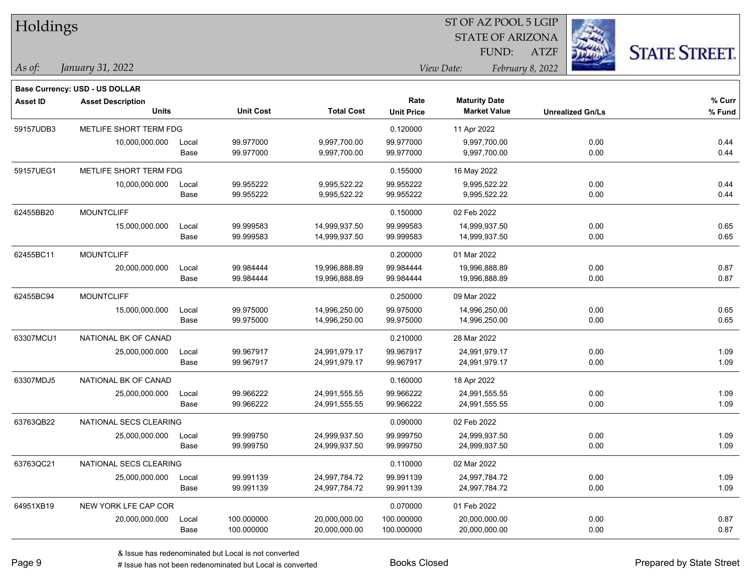# Holdings

ST OF AZ POOL 5 LGIP
STATE OF ARIZONA
FUND: ATZF

*As of:* *January 31, 2022*

*View Date:* *February 8, 2022*

**Base Currency: USD - US DOLLAR**

| Asset ID | Asset Description / Units | | Unit Cost | Total Cost | Rate / Unit Price | Maturity Date / Market Value | Unrealized Gn/Ls | % Curr / % Fund |
|---|---|---|---|---|---|---|---|---|
| 59157UDB3 | METLIFE SHORT TERM FDG | | | | 0.120000 | 11 Apr 2022 | | |
| | 10,000,000.000 | Local | 99.977000 | 9,997,700.00 | 99.977000 | 9,997,700.00 | 0.00 | 0.44 |
| | | Base | 99.977000 | 9,997,700.00 | 99.977000 | 9,997,700.00 | 0.00 | 0.44 |
| 59157UEG1 | METLIFE SHORT TERM FDG | | | | 0.155000 | 16 May 2022 | | |
| | 10,000,000.000 | Local | 99.955222 | 9,995,522.22 | 99.955222 | 9,995,522.22 | 0.00 | 0.44 |
| | | Base | 99.955222 | 9,995,522.22 | 99.955222 | 9,995,522.22 | 0.00 | 0.44 |
| 62455BB20 | MOUNTCLIFF | | | | 0.150000 | 02 Feb 2022 | | |
| | 15,000,000.000 | Local | 99.999583 | 14,999,937.50 | 99.999583 | 14,999,937.50 | 0.00 | 0.65 |
| | | Base | 99.999583 | 14,999,937.50 | 99.999583 | 14,999,937.50 | 0.00 | 0.65 |
| 62455BC11 | MOUNTCLIFF | | | | 0.200000 | 01 Mar 2022 | | |
| | 20,000,000.000 | Local | 99.984444 | 19,996,888.89 | 99.984444 | 19,996,888.89 | 0.00 | 0.87 |
| | | Base | 99.984444 | 19,996,888.89 | 99.984444 | 19,996,888.89 | 0.00 | 0.87 |
| 62455BC94 | MOUNTCLIFF | | | | 0.250000 | 09 Mar 2022 | | |
| | 15,000,000.000 | Local | 99.975000 | 14,996,250.00 | 99.975000 | 14,996,250.00 | 0.00 | 0.65 |
| | | Base | 99.975000 | 14,996,250.00 | 99.975000 | 14,996,250.00 | 0.00 | 0.65 |
| 63307MCU1 | NATIONAL BK OF CANAD | | | | 0.210000 | 28 Mar 2022 | | |
| | 25,000,000.000 | Local | 99.967917 | 24,991,979.17 | 99.967917 | 24,991,979.17 | 0.00 | 1.09 |
| | | Base | 99.967917 | 24,991,979.17 | 99.967917 | 24,991,979.17 | 0.00 | 1.09 |
| 63307MDJ5 | NATIONAL BK OF CANAD | | | | 0.160000 | 18 Apr 2022 | | |
| | 25,000,000.000 | Local | 99.966222 | 24,991,555.55 | 99.966222 | 24,991,555.55 | 0.00 | 1.09 |
| | | Base | 99.966222 | 24,991,555.55 | 99.966222 | 24,991,555.55 | 0.00 | 1.09 |
| 63763QB22 | NATIONAL SECS CLEARING | | | | 0.090000 | 02 Feb 2022 | | |
| | 25,000,000.000 | Local | 99.999750 | 24,999,937.50 | 99.999750 | 24,999,937.50 | 0.00 | 1.09 |
| | | Base | 99.999750 | 24,999,937.50 | 99.999750 | 24,999,937.50 | 0.00 | 1.09 |
| 63763QC21 | NATIONAL SECS CLEARING | | | | 0.110000 | 02 Mar 2022 | | |
| | 25,000,000.000 | Local | 99.991139 | 24,997,784.72 | 99.991139 | 24,997,784.72 | 0.00 | 1.09 |
| | | Base | 99.991139 | 24,997,784.72 | 99.991139 | 24,997,784.72 | 0.00 | 1.09 |
| 64951XB19 | NEW YORK LFE CAP COR | | | | 0.070000 | 01 Feb 2022 | | |
| | 20,000,000.000 | Local | 100.000000 | 20,000,000.00 | 100.000000 | 20,000,000.00 | 0.00 | 0.87 |
| | | Base | 100.000000 | 20,000,000.00 | 100.000000 | 20,000,000.00 | 0.00 | 0.87 |

& Issue has redenominated but Local is not converted
# Issue has not been redenominated but Local is converted

Books Closed

Prepared by State Street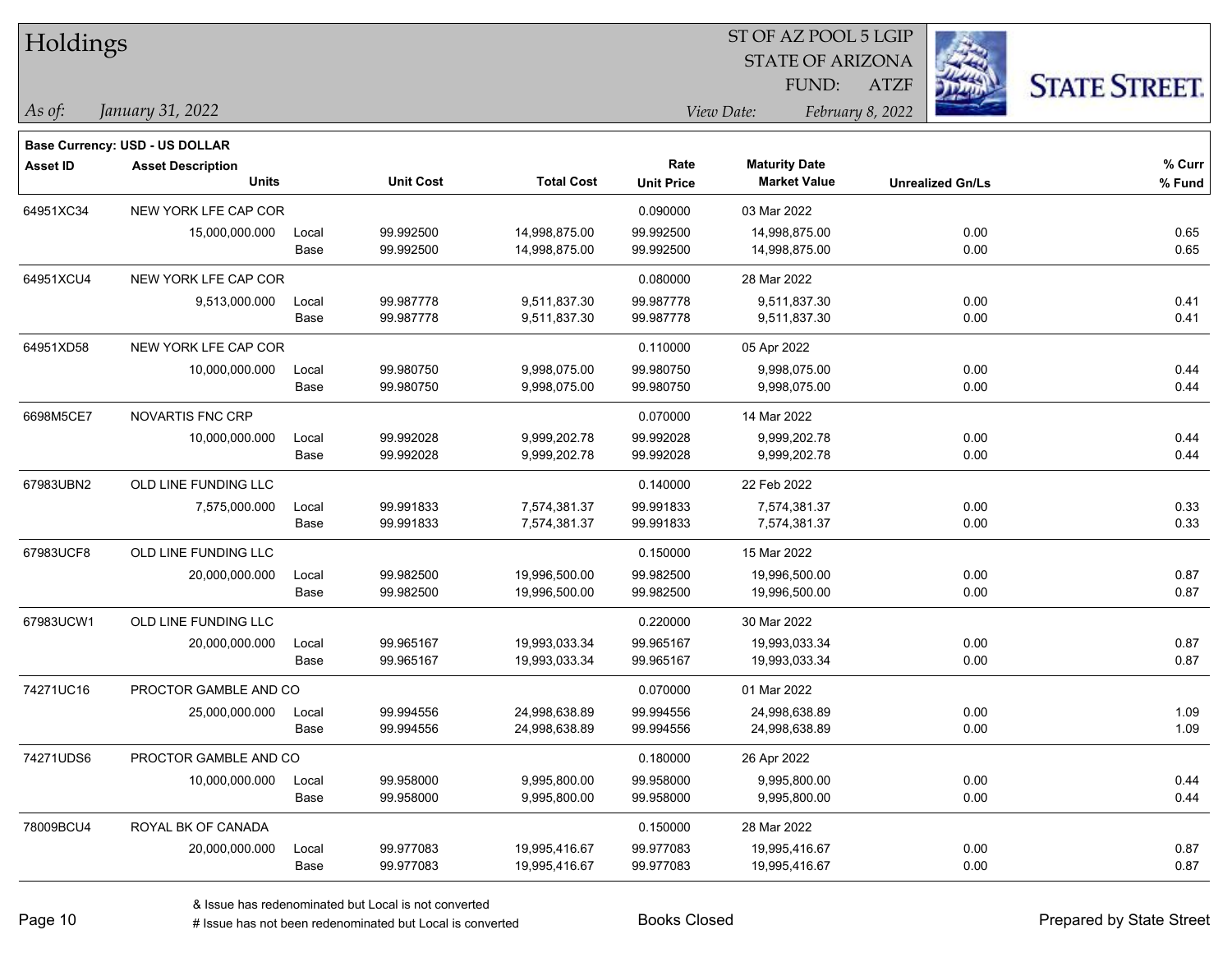# Holdings

ST OF AZ POOL 5 LGIP
STATE OF ARIZONA
FUND: ATZF

*As of:* *January 31, 2022*

*View Date:* *February 8, 2022*

**Base Currency: USD - US DOLLAR**

| Asset ID | Asset Description / Units | | Unit Cost | Total Cost | Rate / Unit Price | Maturity Date / Market Value | Unrealized Gn/Ls | % Curr / % Fund |
|---|---|---|---|---|---|---|---|---|
| 64951XC34 | NEW YORK LFE CAP COR | | | | 0.090000 | 03 Mar 2022 | | |
| | 15,000,000.000 | Local | 99.992500 | 14,998,875.00 | 99.992500 | 14,998,875.00 | 0.00 | 0.65 |
| | | Base | 99.992500 | 14,998,875.00 | 99.992500 | 14,998,875.00 | 0.00 | 0.65 |
| 64951XCU4 | NEW YORK LFE CAP COR | | | | 0.080000 | 28 Mar 2022 | | |
| | 9,513,000.000 | Local | 99.987778 | 9,511,837.30 | 99.987778 | 9,511,837.30 | 0.00 | 0.41 |
| | | Base | 99.987778 | 9,511,837.30 | 99.987778 | 9,511,837.30 | 0.00 | 0.41 |
| 64951XD58 | NEW YORK LFE CAP COR | | | | 0.110000 | 05 Apr 2022 | | |
| | 10,000,000.000 | Local | 99.980750 | 9,998,075.00 | 99.980750 | 9,998,075.00 | 0.00 | 0.44 |
| | | Base | 99.980750 | 9,998,075.00 | 99.980750 | 9,998,075.00 | 0.00 | 0.44 |
| 6698M5CE7 | NOVARTIS FNC CRP | | | | 0.070000 | 14 Mar 2022 | | |
| | 10,000,000.000 | Local | 99.992028 | 9,999,202.78 | 99.992028 | 9,999,202.78 | 0.00 | 0.44 |
| | | Base | 99.992028 | 9,999,202.78 | 99.992028 | 9,999,202.78 | 0.00 | 0.44 |
| 67983UBN2 | OLD LINE FUNDING LLC | | | | 0.140000 | 22 Feb 2022 | | |
| | 7,575,000.000 | Local | 99.991833 | 7,574,381.37 | 99.991833 | 7,574,381.37 | 0.00 | 0.33 |
| | | Base | 99.991833 | 7,574,381.37 | 99.991833 | 7,574,381.37 | 0.00 | 0.33 |
| 67983UCF8 | OLD LINE FUNDING LLC | | | | 0.150000 | 15 Mar 2022 | | |
| | 20,000,000.000 | Local | 99.982500 | 19,996,500.00 | 99.982500 | 19,996,500.00 | 0.00 | 0.87 |
| | | Base | 99.982500 | 19,996,500.00 | 99.982500 | 19,996,500.00 | 0.00 | 0.87 |
| 67983UCW1 | OLD LINE FUNDING LLC | | | | 0.220000 | 30 Mar 2022 | | |
| | 20,000,000.000 | Local | 99.965167 | 19,993,033.34 | 99.965167 | 19,993,033.34 | 0.00 | 0.87 |
| | | Base | 99.965167 | 19,993,033.34 | 99.965167 | 19,993,033.34 | 0.00 | 0.87 |
| 74271UC16 | PROCTOR GAMBLE AND CO | | | | 0.070000 | 01 Mar 2022 | | |
| | 25,000,000.000 | Local | 99.994556 | 24,998,638.89 | 99.994556 | 24,998,638.89 | 0.00 | 1.09 |
| | | Base | 99.994556 | 24,998,638.89 | 99.994556 | 24,998,638.89 | 0.00 | 1.09 |
| 74271UDS6 | PROCTOR GAMBLE AND CO | | | | 0.180000 | 26 Apr 2022 | | |
| | 10,000,000.000 | Local | 99.958000 | 9,995,800.00 | 99.958000 | 9,995,800.00 | 0.00 | 0.44 |
| | | Base | 99.958000 | 9,995,800.00 | 99.958000 | 9,995,800.00 | 0.00 | 0.44 |
| 78009BCU4 | ROYAL BK OF CANADA | | | | 0.150000 | 28 Mar 2022 | | |
| | 20,000,000.000 | Local | 99.977083 | 19,995,416.67 | 99.977083 | 19,995,416.67 | 0.00 | 0.87 |
| | | Base | 99.977083 | 19,995,416.67 | 99.977083 | 19,995,416.67 | 0.00 | 0.87 |

& Issue has redenominated but Local is not converted

# Issue has not been redenominated but Local is converted

Books Closed

Prepared by State Street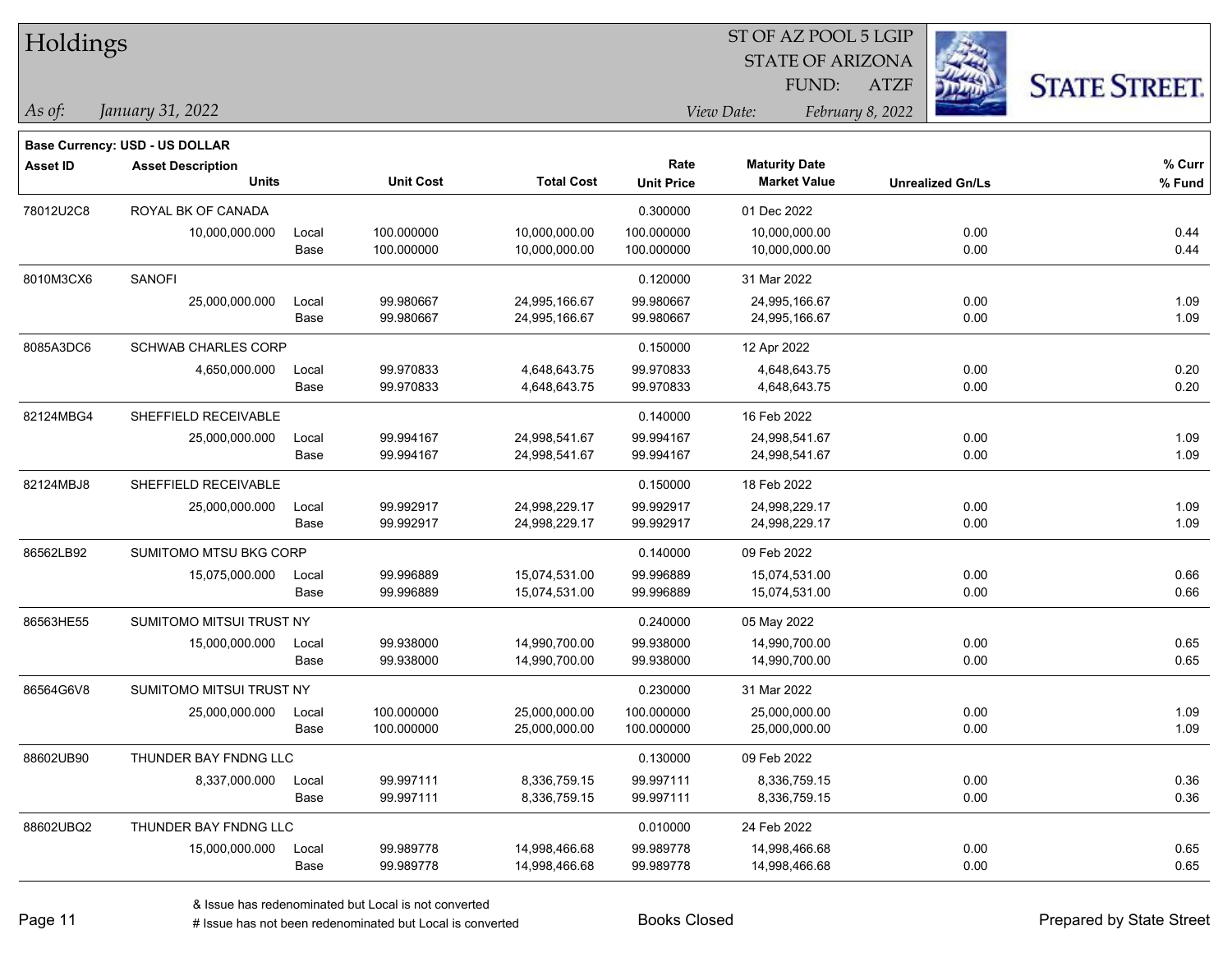# Holdings

ST OF AZ POOL 5 LGIP
STATE OF ARIZONA
FUND: ATZF

*As of:* *January 31, 2022*

*View Date:* *February 8, 2022*

**Base Currency: USD - US DOLLAR**

| Asset ID | Asset Description / Units | | Unit Cost | Total Cost | Rate / Unit Price | Maturity Date / Market Value | Unrealized Gn/Ls | % Curr / % Fund |
|---|---|---|---|---|---|---|---|---|
| 78012U2C8 | ROYAL BK OF CANADA | | | | 0.300000 | 01 Dec 2022 | | |
| | 10,000,000.000 | Local | 100.000000 | 10,000,000.00 | 100.000000 | 10,000,000.00 | 0.00 | 0.44 |
| | | Base | 100.000000 | 10,000,000.00 | 100.000000 | 10,000,000.00 | 0.00 | 0.44 |
| 8010M3CX6 | SANOFI | | | | 0.120000 | 31 Mar 2022 | | |
| | 25,000,000.000 | Local | 99.980667 | 24,995,166.67 | 99.980667 | 24,995,166.67 | 0.00 | 1.09 |
| | | Base | 99.980667 | 24,995,166.67 | 99.980667 | 24,995,166.67 | 0.00 | 1.09 |
| 8085A3DC6 | SCHWAB CHARLES CORP | | | | 0.150000 | 12 Apr 2022 | | |
| | 4,650,000.000 | Local | 99.970833 | 4,648,643.75 | 99.970833 | 4,648,643.75 | 0.00 | 0.20 |
| | | Base | 99.970833 | 4,648,643.75 | 99.970833 | 4,648,643.75 | 0.00 | 0.20 |
| 82124MBG4 | SHEFFIELD RECEIVABLE | | | | 0.140000 | 16 Feb 2022 | | |
| | 25,000,000.000 | Local | 99.994167 | 24,998,541.67 | 99.994167 | 24,998,541.67 | 0.00 | 1.09 |
| | | Base | 99.994167 | 24,998,541.67 | 99.994167 | 24,998,541.67 | 0.00 | 1.09 |
| 82124MBJ8 | SHEFFIELD RECEIVABLE | | | | 0.150000 | 18 Feb 2022 | | |
| | 25,000,000.000 | Local | 99.992917 | 24,998,229.17 | 99.992917 | 24,998,229.17 | 0.00 | 1.09 |
| | | Base | 99.992917 | 24,998,229.17 | 99.992917 | 24,998,229.17 | 0.00 | 1.09 |
| 86562LB92 | SUMITOMO MTSU BKG CORP | | | | 0.140000 | 09 Feb 2022 | | |
| | 15,075,000.000 | Local | 99.996889 | 15,074,531.00 | 99.996889 | 15,074,531.00 | 0.00 | 0.66 |
| | | Base | 99.996889 | 15,074,531.00 | 99.996889 | 15,074,531.00 | 0.00 | 0.66 |
| 86563HE55 | SUMITOMO MITSUI TRUST NY | | | | 0.240000 | 05 May 2022 | | |
| | 15,000,000.000 | Local | 99.938000 | 14,990,700.00 | 99.938000 | 14,990,700.00 | 0.00 | 0.65 |
| | | Base | 99.938000 | 14,990,700.00 | 99.938000 | 14,990,700.00 | 0.00 | 0.65 |
| 86564G6V8 | SUMITOMO MITSUI TRUST NY | | | | 0.230000 | 31 Mar 2022 | | |
| | 25,000,000.000 | Local | 100.000000 | 25,000,000.00 | 100.000000 | 25,000,000.00 | 0.00 | 1.09 |
| | | Base | 100.000000 | 25,000,000.00 | 100.000000 | 25,000,000.00 | 0.00 | 1.09 |
| 88602UB90 | THUNDER BAY FNDNG LLC | | | | 0.130000 | 09 Feb 2022 | | |
| | 8,337,000.000 | Local | 99.997111 | 8,336,759.15 | 99.997111 | 8,336,759.15 | 0.00 | 0.36 |
| | | Base | 99.997111 | 8,336,759.15 | 99.997111 | 8,336,759.15 | 0.00 | 0.36 |
| 88602UBQ2 | THUNDER BAY FNDNG LLC | | | | 0.010000 | 24 Feb 2022 | | |
| | 15,000,000.000 | Local | 99.989778 | 14,998,466.68 | 99.989778 | 14,998,466.68 | 0.00 | 0.65 |
| | | Base | 99.989778 | 14,998,466.68 | 99.989778 | 14,998,466.68 | 0.00 | 0.65 |

& Issue has redenominated but Local is not converted
# Issue has not been redenominated but Local is converted

Books Closed

Prepared by State Street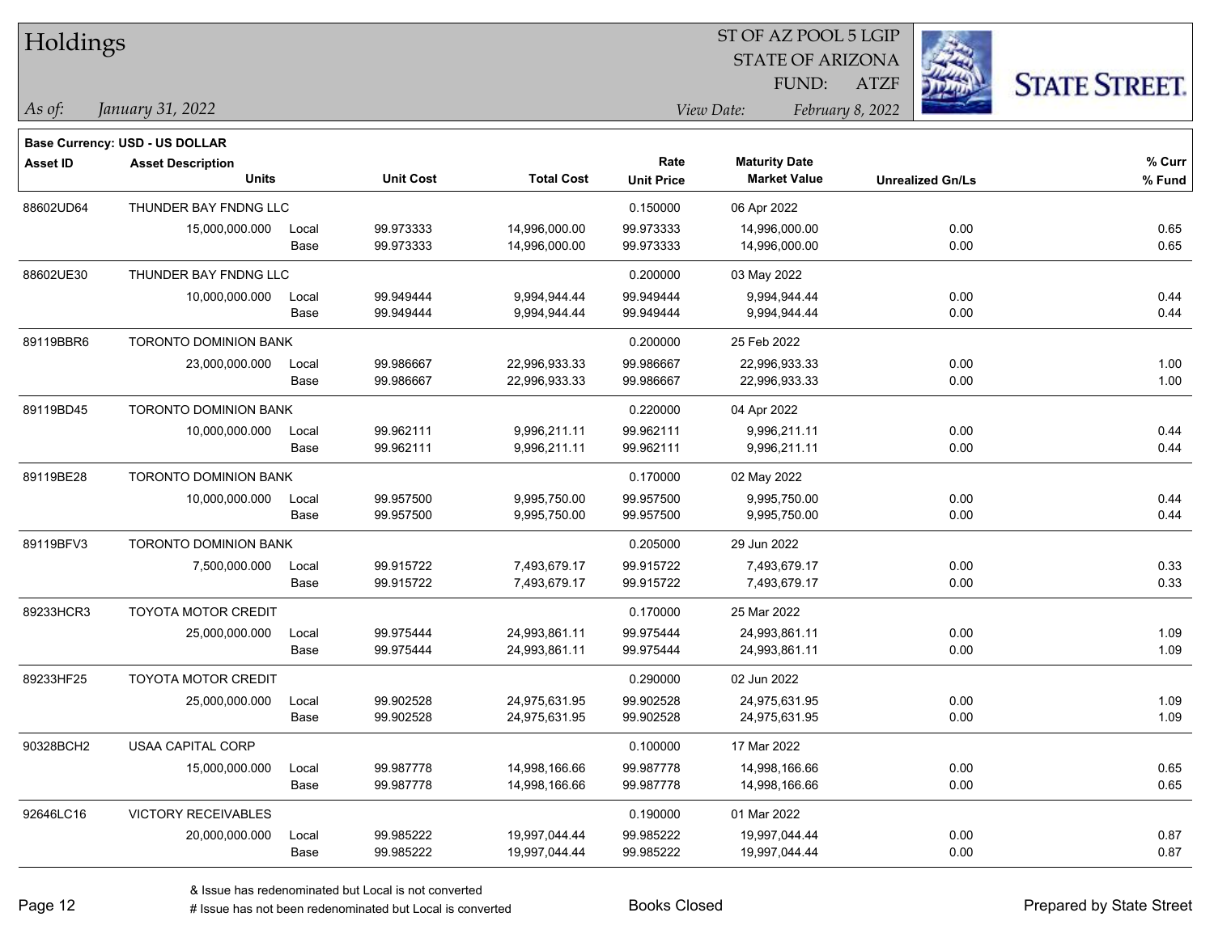# Holdings

ST OF AZ POOL 5 LGIP
STATE OF ARIZONA
FUND: ATZF

*As of:* *January 31, 2022*

*View Date:* *February 8, 2022*

**Base Currency: USD - US DOLLAR**

| Asset ID | Asset Description / Units | | Unit Cost | Total Cost | Rate / Unit Price | Maturity Date / Market Value | Unrealized Gn/Ls | % Curr / % Fund |
|---|---|---|---|---|---|---|---|---|
| 88602UD64 | THUNDER BAY FNDNG LLC | | | | 0.150000 | 06 Apr 2022 | | |
| | 15,000,000.000 | Local | 99.973333 | 14,996,000.00 | 99.973333 | 14,996,000.00 | 0.00 | 0.65 |
| | | Base | 99.973333 | 14,996,000.00 | 99.973333 | 14,996,000.00 | 0.00 | 0.65 |
| 88602UE30 | THUNDER BAY FNDNG LLC | | | | 0.200000 | 03 May 2022 | | |
| | 10,000,000.000 | Local | 99.949444 | 9,994,944.44 | 99.949444 | 9,994,944.44 | 0.00 | 0.44 |
| | | Base | 99.949444 | 9,994,944.44 | 99.949444 | 9,994,944.44 | 0.00 | 0.44 |
| 89119BBR6 | TORONTO DOMINION BANK | | | | 0.200000 | 25 Feb 2022 | | |
| | 23,000,000.000 | Local | 99.986667 | 22,996,933.33 | 99.986667 | 22,996,933.33 | 0.00 | 1.00 |
| | | Base | 99.986667 | 22,996,933.33 | 99.986667 | 22,996,933.33 | 0.00 | 1.00 |
| 89119BD45 | TORONTO DOMINION BANK | | | | 0.220000 | 04 Apr 2022 | | |
| | 10,000,000.000 | Local | 99.962111 | 9,996,211.11 | 99.962111 | 9,996,211.11 | 0.00 | 0.44 |
| | | Base | 99.962111 | 9,996,211.11 | 99.962111 | 9,996,211.11 | 0.00 | 0.44 |
| 89119BE28 | TORONTO DOMINION BANK | | | | 0.170000 | 02 May 2022 | | |
| | 10,000,000.000 | Local | 99.957500 | 9,995,750.00 | 99.957500 | 9,995,750.00 | 0.00 | 0.44 |
| | | Base | 99.957500 | 9,995,750.00 | 99.957500 | 9,995,750.00 | 0.00 | 0.44 |
| 89119BFV3 | TORONTO DOMINION BANK | | | | 0.205000 | 29 Jun 2022 | | |
| | 7,500,000.000 | Local | 99.915722 | 7,493,679.17 | 99.915722 | 7,493,679.17 | 0.00 | 0.33 |
| | | Base | 99.915722 | 7,493,679.17 | 99.915722 | 7,493,679.17 | 0.00 | 0.33 |
| 89233HCR3 | TOYOTA MOTOR CREDIT | | | | 0.170000 | 25 Mar 2022 | | |
| | 25,000,000.000 | Local | 99.975444 | 24,993,861.11 | 99.975444 | 24,993,861.11 | 0.00 | 1.09 |
| | | Base | 99.975444 | 24,993,861.11 | 99.975444 | 24,993,861.11 | 0.00 | 1.09 |
| 89233HF25 | TOYOTA MOTOR CREDIT | | | | 0.290000 | 02 Jun 2022 | | |
| | 25,000,000.000 | Local | 99.902528 | 24,975,631.95 | 99.902528 | 24,975,631.95 | 0.00 | 1.09 |
| | | Base | 99.902528 | 24,975,631.95 | 99.902528 | 24,975,631.95 | 0.00 | 1.09 |
| 90328BCH2 | USAA CAPITAL CORP | | | | 0.100000 | 17 Mar 2022 | | |
| | 15,000,000.000 | Local | 99.987778 | 14,998,166.66 | 99.987778 | 14,998,166.66 | 0.00 | 0.65 |
| | | Base | 99.987778 | 14,998,166.66 | 99.987778 | 14,998,166.66 | 0.00 | 0.65 |
| 92646LC16 | VICTORY RECEIVABLES | | | | 0.190000 | 01 Mar 2022 | | |
| | 20,000,000.000 | Local | 99.985222 | 19,997,044.44 | 99.985222 | 19,997,044.44 | 0.00 | 0.87 |
| | | Base | 99.985222 | 19,997,044.44 | 99.985222 | 19,997,044.44 | 0.00 | 0.87 |

& Issue has redenominated but Local is not converted
# Issue has not been redenominated but Local is converted

Books Closed

Prepared by State Street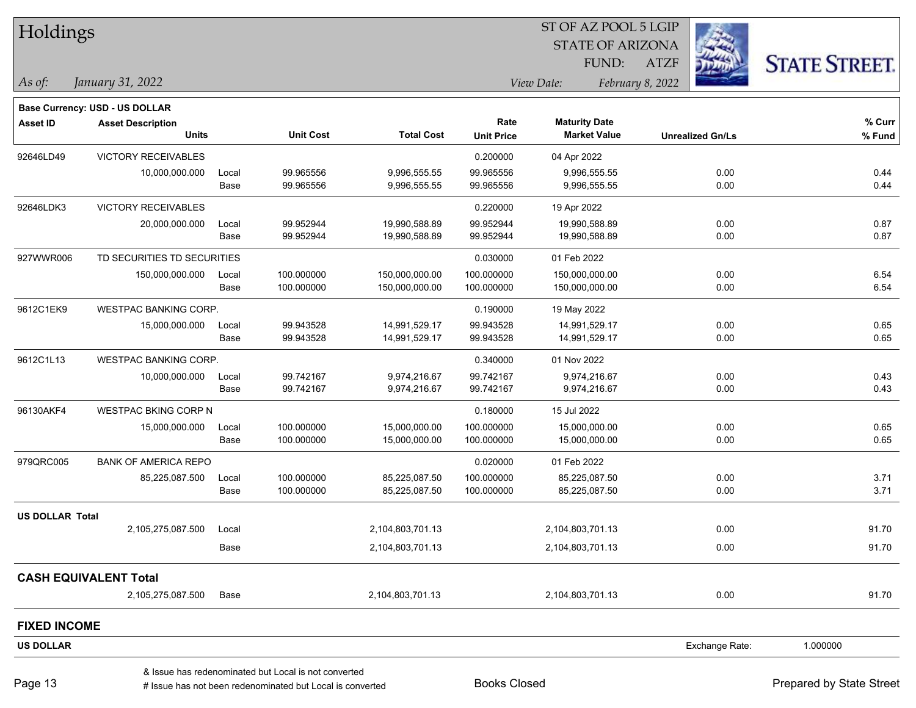# Holdings

ST OF AZ POOL 5 LGIP
STATE OF ARIZONA
FUND: ATZF

*As of:* *January 31, 2022*

*View Date:* *February 8, 2022*

**Base Currency: USD - US DOLLAR**

| Asset ID | Asset Description / Units | | Unit Cost | Total Cost | Rate / Unit Price | Maturity Date / Market Value | Unrealized Gn/Ls | % Curr / % Fund |
|---|---|---|---|---|---|---|---|---|
| 92646LD49 | VICTORY RECEIVABLES | | | | 0.200000 | 04 Apr 2022 | | |
| | 10,000,000.000 | Local | 99.965556 | 9,996,555.55 | 99.965556 | 9,996,555.55 | 0.00 | 0.44 |
| | | Base | 99.965556 | 9,996,555.55 | 99.965556 | 9,996,555.55 | 0.00 | 0.44 |
| 92646LDK3 | VICTORY RECEIVABLES | | | | 0.220000 | 19 Apr 2022 | | |
| | 20,000,000.000 | Local | 99.952944 | 19,990,588.89 | 99.952944 | 19,990,588.89 | 0.00 | 0.87 |
| | | Base | 99.952944 | 19,990,588.89 | 99.952944 | 19,990,588.89 | 0.00 | 0.87 |
| 927WWR006 | TD SECURITIES TD SECURITIES | | | | 0.030000 | 01 Feb 2022 | | |
| | 150,000,000.000 | Local | 100.000000 | 150,000,000.00 | 100.000000 | 150,000,000.00 | 0.00 | 6.54 |
| | | Base | 100.000000 | 150,000,000.00 | 100.000000 | 150,000,000.00 | 0.00 | 6.54 |
| 9612C1EK9 | WESTPAC BANKING CORP. | | | | 0.190000 | 19 May 2022 | | |
| | 15,000,000.000 | Local | 99.943528 | 14,991,529.17 | 99.943528 | 14,991,529.17 | 0.00 | 0.65 |
| | | Base | 99.943528 | 14,991,529.17 | 99.943528 | 14,991,529.17 | 0.00 | 0.65 |
| 9612C1L13 | WESTPAC BANKING CORP. | | | | 0.340000 | 01 Nov 2022 | | |
| | 10,000,000.000 | Local | 99.742167 | 9,974,216.67 | 99.742167 | 9,974,216.67 | 0.00 | 0.43 |
| | | Base | 99.742167 | 9,974,216.67 | 99.742167 | 9,974,216.67 | 0.00 | 0.43 |
| 96130AKF4 | WESTPAC BKING CORP N | | | | 0.180000 | 15 Jul 2022 | | |
| | 15,000,000.000 | Local | 100.000000 | 15,000,000.00 | 100.000000 | 15,000,000.00 | 0.00 | 0.65 |
| | | Base | 100.000000 | 15,000,000.00 | 100.000000 | 15,000,000.00 | 0.00 | 0.65 |
| 979QRC005 | BANK OF AMERICA REPO | | | | 0.020000 | 01 Feb 2022 | | |
| | 85,225,087.500 | Local | 100.000000 | 85,225,087.50 | 100.000000 | 85,225,087.50 | 0.00 | 3.71 |
| | | Base | 100.000000 | 85,225,087.50 | 100.000000 | 85,225,087.50 | 0.00 | 3.71 |
| **US DOLLAR Total** | | | | | | | | |
| | 2,105,275,087.500 | Local | | 2,104,803,701.13 | | 2,104,803,701.13 | 0.00 | 91.70 |
| | | Base | | 2,104,803,701.13 | | 2,104,803,701.13 | 0.00 | 91.70 |
| **CASH EQUIVALENT Total** | | | | | | | | |
| | 2,105,275,087.500 | Base | | 2,104,803,701.13 | | 2,104,803,701.13 | 0.00 | 91.70 |

## FIXED INCOME

**US DOLLAR** Exchange Rate: 1.000000

& Issue has redenominated but Local is not converted
# Issue has not been redenominated but Local is converted

Books Closed

Prepared by State Street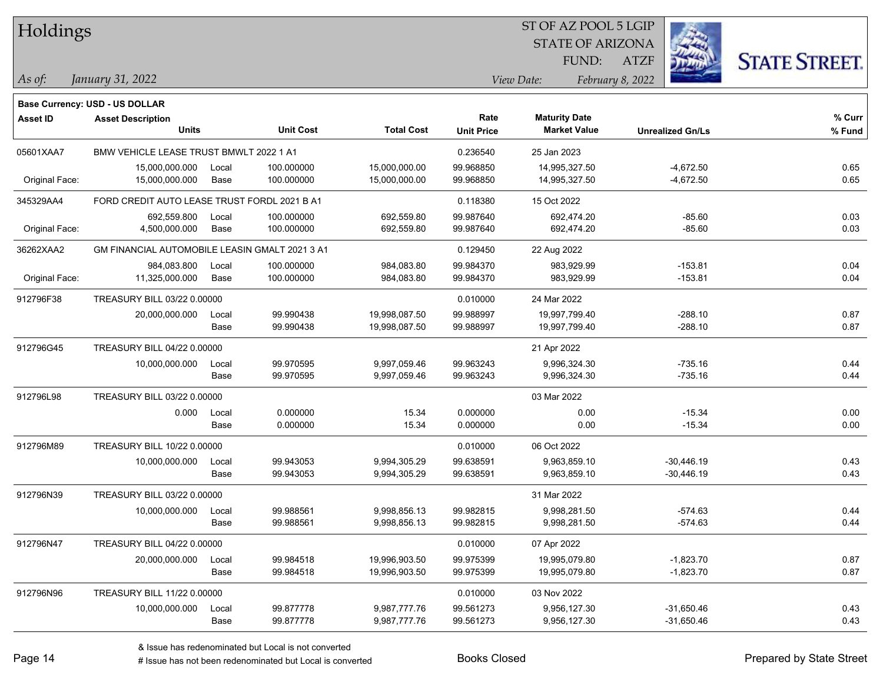# Holdings

ST OF AZ POOL 5 LGIP
STATE OF ARIZONA
FUND: ATZF

*As of:* *January 31, 2022*

*View Date:* *February 8, 2022*

**Base Currency: USD - US DOLLAR**

| Asset ID | Asset Description / Units | | Unit Cost | Total Cost | Rate / Unit Price | Maturity Date / Market Value | Unrealized Gn/Ls | % Curr / % Fund |
|---|---|---|---|---|---|---|---|---|
| 05601XAA7 | BMW VEHICLE LEASE TRUST BMWLT 2022 1 A1 | | | | 0.236540 | 25 Jan 2023 | | |
| | 15,000,000.000 | Local | 100.000000 | 15,000,000.00 | 99.968850 | 14,995,327.50 | -4,672.50 | 0.65 |
| Original Face: | 15,000,000.000 | Base | 100.000000 | 15,000,000.00 | 99.968850 | 14,995,327.50 | -4,672.50 | 0.65 |
| 345329AA4 | FORD CREDIT AUTO LEASE TRUST FORDL 2021 B A1 | | | | 0.118380 | 15 Oct 2022 | | |
| | 692,559.800 | Local | 100.000000 | 692,559.80 | 99.987640 | 692,474.20 | -85.60 | 0.03 |
| Original Face: | 4,500,000.000 | Base | 100.000000 | 692,559.80 | 99.987640 | 692,474.20 | -85.60 | 0.03 |
| 36262XAA2 | GM FINANCIAL AUTOMOBILE LEASIN GMALT 2021 3 A1 | | | | 0.129450 | 22 Aug 2022 | | |
| | 984,083.800 | Local | 100.000000 | 984,083.80 | 99.984370 | 983,929.99 | -153.81 | 0.04 |
| Original Face: | 11,325,000.000 | Base | 100.000000 | 984,083.80 | 99.984370 | 983,929.99 | -153.81 | 0.04 |
| 912796F38 | TREASURY BILL 03/22 0.00000 | | | | 0.010000 | 24 Mar 2022 | | |
| | 20,000,000.000 | Local | 99.990438 | 19,998,087.50 | 99.988997 | 19,997,799.40 | -288.10 | 0.87 |
| | | Base | 99.990438 | 19,998,087.50 | 99.988997 | 19,997,799.40 | -288.10 | 0.87 |
| 912796G45 | TREASURY BILL 04/22 0.00000 | | | | | 21 Apr 2022 | | |
| | 10,000,000.000 | Local | 99.970595 | 9,997,059.46 | 99.963243 | 9,996,324.30 | -735.16 | 0.44 |
| | | Base | 99.970595 | 9,997,059.46 | 99.963243 | 9,996,324.30 | -735.16 | 0.44 |
| 912796L98 | TREASURY BILL 03/22 0.00000 | | | | | 03 Mar 2022 | | |
| | 0.000 | Local | 0.000000 | 15.34 | 0.000000 | 0.00 | -15.34 | 0.00 |
| | | Base | 0.000000 | 15.34 | 0.000000 | 0.00 | -15.34 | 0.00 |
| 912796M89 | TREASURY BILL 10/22 0.00000 | | | | 0.010000 | 06 Oct 2022 | | |
| | 10,000,000.000 | Local | 99.943053 | 9,994,305.29 | 99.638591 | 9,963,859.10 | -30,446.19 | 0.43 |
| | | Base | 99.943053 | 9,994,305.29 | 99.638591 | 9,963,859.10 | -30,446.19 | 0.43 |
| 912796N39 | TREASURY BILL 03/22 0.00000 | | | | | 31 Mar 2022 | | |
| | 10,000,000.000 | Local | 99.988561 | 9,998,856.13 | 99.982815 | 9,998,281.50 | -574.63 | 0.44 |
| | | Base | 99.988561 | 9,998,856.13 | 99.982815 | 9,998,281.50 | -574.63 | 0.44 |
| 912796N47 | TREASURY BILL 04/22 0.00000 | | | | 0.010000 | 07 Apr 2022 | | |
| | 20,000,000.000 | Local | 99.984518 | 19,996,903.50 | 99.975399 | 19,995,079.80 | -1,823.70 | 0.87 |
| | | Base | 99.984518 | 19,996,903.50 | 99.975399 | 19,995,079.80 | -1,823.70 | 0.87 |
| 912796N96 | TREASURY BILL 11/22 0.00000 | | | | 0.010000 | 03 Nov 2022 | | |
| | 10,000,000.000 | Local | 99.877778 | 9,987,777.76 | 99.561273 | 9,956,127.30 | -31,650.46 | 0.43 |
| | | Base | 99.877778 | 9,987,777.76 | 99.561273 | 9,956,127.30 | -31,650.46 | 0.43 |

& Issue has redenominated but Local is not converted
# Issue has not been redenominated but Local is converted

Books Closed

Prepared by State Street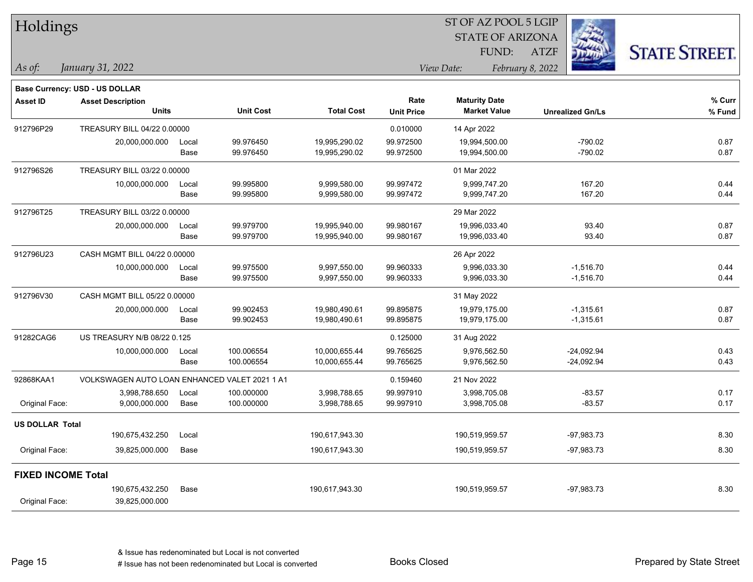# Holdings

ST OF AZ POOL 5 LGIP
STATE OF ARIZONA
FUND: ATZF

*As of:* *January 31, 2022*

*View Date:* *February 8, 2022*

STATE STREET.

**Base Currency: USD - US DOLLAR**

| Asset ID | Asset Description / Units | | Unit Cost | Total Cost | Rate / Unit Price | Maturity Date / Market Value | Unrealized Gn/Ls | % Curr / % Fund |
|---|---|---|---|---|---|---|---|---|
| 912796P29 | TREASURY BILL 04/22 0.00000 | | | | 0.010000 | 14 Apr 2022 | | |
| | 20,000,000.000 | Local | 99.976450 | 19,995,290.02 | 99.972500 | 19,994,500.00 | -790.02 | 0.87 |
| | | Base | 99.976450 | 19,995,290.02 | 99.972500 | 19,994,500.00 | -790.02 | 0.87 |
| 912796S26 | TREASURY BILL 03/22 0.00000 | | | | | 01 Mar 2022 | | |
| | 10,000,000.000 | Local | 99.995800 | 9,999,580.00 | 99.997472 | 9,999,747.20 | 167.20 | 0.44 |
| | | Base | 99.995800 | 9,999,580.00 | 99.997472 | 9,999,747.20 | 167.20 | 0.44 |
| 912796T25 | TREASURY BILL 03/22 0.00000 | | | | | 29 Mar 2022 | | |
| | 20,000,000.000 | Local | 99.979700 | 19,995,940.00 | 99.980167 | 19,996,033.40 | 93.40 | 0.87 |
| | | Base | 99.979700 | 19,995,940.00 | 99.980167 | 19,996,033.40 | 93.40 | 0.87 |
| 912796U23 | CASH MGMT BILL 04/22 0.00000 | | | | | 26 Apr 2022 | | |
| | 10,000,000.000 | Local | 99.975500 | 9,997,550.00 | 99.960333 | 9,996,033.30 | -1,516.70 | 0.44 |
| | | Base | 99.975500 | 9,997,550.00 | 99.960333 | 9,996,033.30 | -1,516.70 | 0.44 |
| 912796V30 | CASH MGMT BILL 05/22 0.00000 | | | | | 31 May 2022 | | |
| | 20,000,000.000 | Local | 99.902453 | 19,980,490.61 | 99.895875 | 19,979,175.00 | -1,315.61 | 0.87 |
| | | Base | 99.902453 | 19,980,490.61 | 99.895875 | 19,979,175.00 | -1,315.61 | 0.87 |
| 91282CAG6 | US TREASURY N/B 08/22 0.125 | | | | 0.125000 | 31 Aug 2022 | | |
| | 10,000,000.000 | Local | 100.006554 | 10,000,655.44 | 99.765625 | 9,976,562.50 | -24,092.94 | 0.43 |
| | | Base | 100.006554 | 10,000,655.44 | 99.765625 | 9,976,562.50 | -24,092.94 | 0.43 |
| 92868KAA1 | VOLKSWAGEN AUTO LOAN ENHANCED VALET 2021 1 A1 | | | | 0.159460 | 21 Nov 2022 | | |
| | 3,998,788.650 | Local | 100.000000 | 3,998,788.65 | 99.997910 | 3,998,705.08 | -83.57 | 0.17 |
| Original Face: | 9,000,000.000 | Base | 100.000000 | 3,998,788.65 | 99.997910 | 3,998,705.08 | -83.57 | 0.17 |
| **US DOLLAR Total** | | | | | | | | |
| | 190,675,432.250 | Local | | 190,617,943.30 | | 190,519,959.57 | -97,983.73 | 8.30 |
| Original Face: | 39,825,000.000 | Base | | 190,617,943.30 | | 190,519,959.57 | -97,983.73 | 8.30 |
| **FIXED INCOME Total** | | | | | | | | |
| | 190,675,432.250 | Base | | 190,617,943.30 | | 190,519,959.57 | -97,983.73 | 8.30 |
| Original Face: | 39,825,000.000 | | | | | | | |

& Issue has redenominated but Local is not converted
# Issue has not been redenominated but Local is converted

Books Closed

Prepared by State Street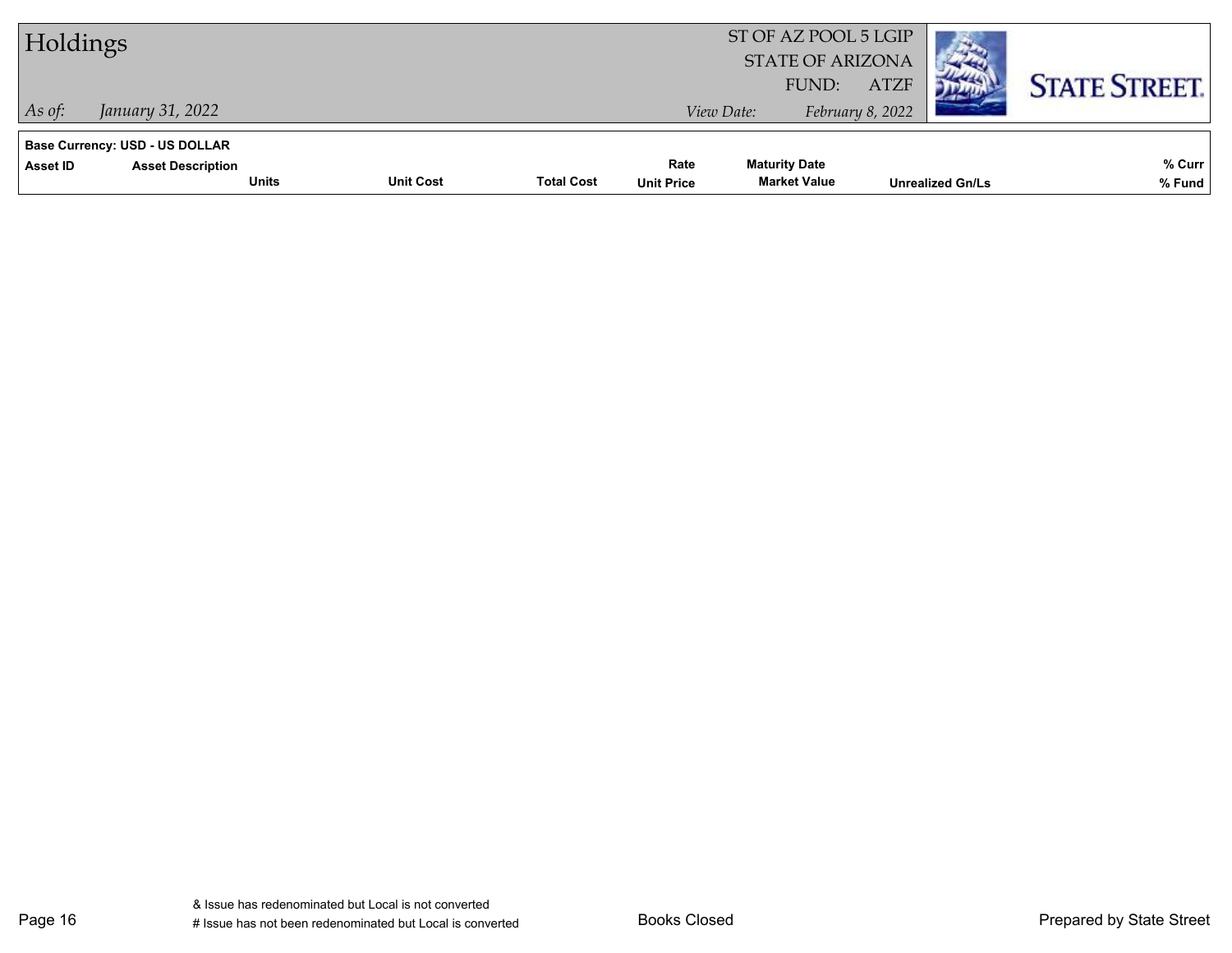# Holdings

ST OF AZ POOL 5 LGIP
STATE OF ARIZONA
FUND: ATZF

*As of:* *January 31, 2022*

*View Date:* *February 8, 2022*

**Base Currency: USD - US DOLLAR**

| Asset ID | Asset Description | Units | Unit Cost | Total Cost | Rate / Unit Price | Maturity Date / Market Value | Unrealized Gn/Ls | % Curr / % Fund |
|---|---|---|---|---|---|---|---|---|

& Issue has redenominated but Local is not converted
# Issue has not been redenominated but Local is converted

Books Closed

Prepared by State Street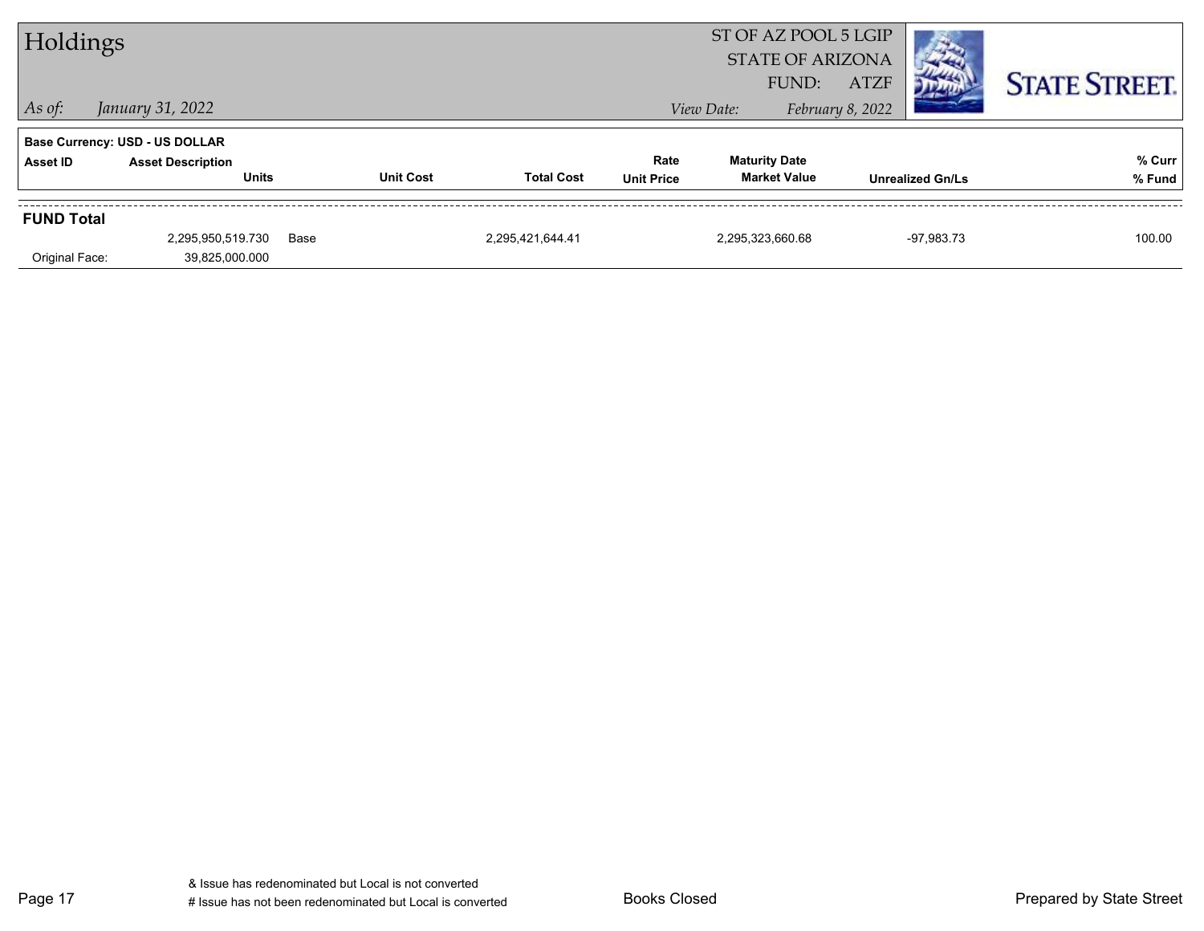# Holdings

ST OF AZ POOL 5 LGIP
STATE OF ARIZONA
FUND: ATZF

*As of: January 31, 2022*

*View Date: February 8, 2022*

**Base Currency: USD - US DOLLAR**

| Asset ID | Asset Description / Units | Unit Cost | Total Cost | Rate / Unit Price | Maturity Date / Market Value | Unrealized Gn/Ls | % Curr / % Fund |
|---|---|---|---|---|---|---|---|
| **FUND Total** | | | | | | | |
| | 2,295,950,519.730 | Base | 2,295,421,644.41 | | 2,295,323,660.68 | -97,983.73 | 100.00 |
| Original Face: | 39,825,000.000 | | | | | | |

& Issue has redenominated but Local is not converted
# Issue has not been redenominated but Local is converted

Books Closed

Prepared by State Street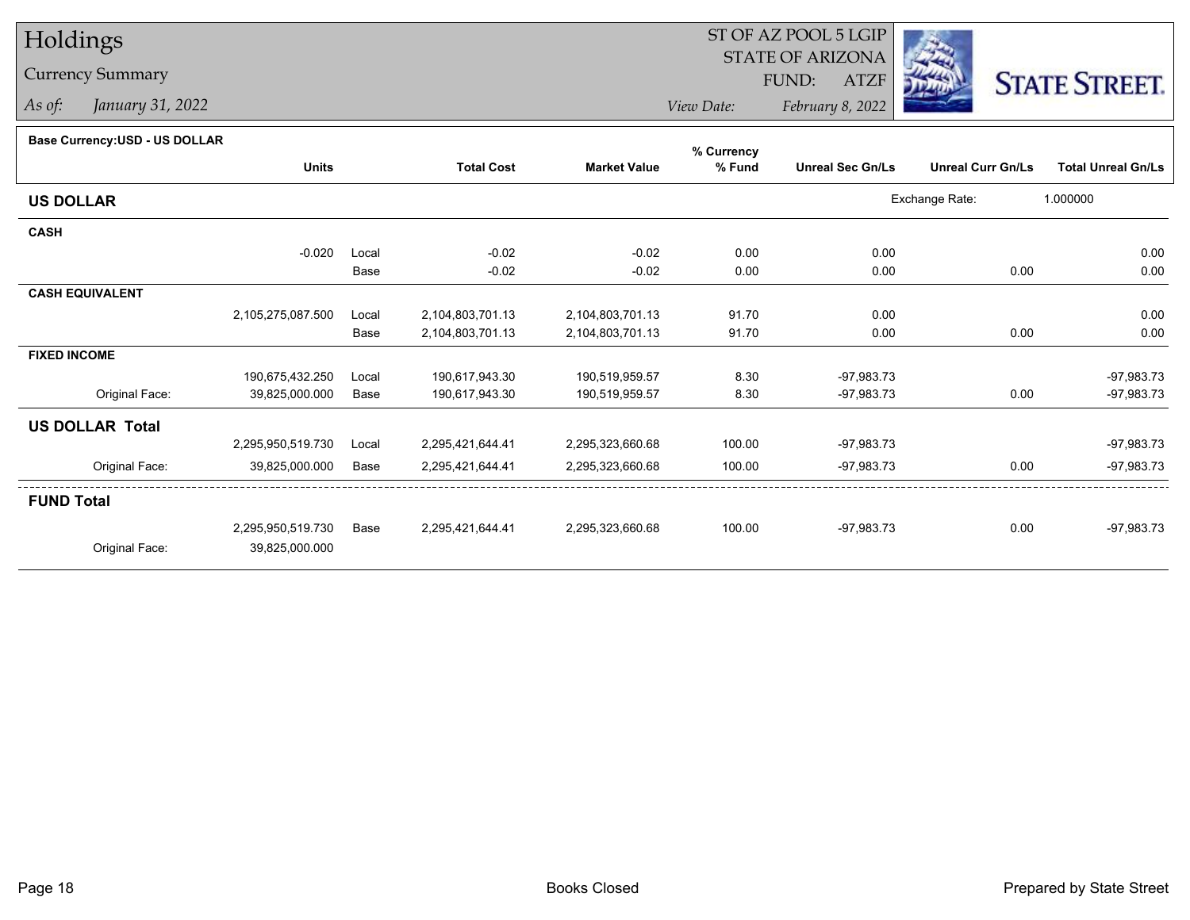# Holdings

## Currency Summary

*As of:* *January 31, 2022*

ST OF AZ POOL 5 LGIP
STATE OF ARIZONA
FUND: ATZF

*View Date:* *February 8, 2022*

**Base Currency:USD - US DOLLAR**

| | Units | | Total Cost | Market Value | % Currency % Fund | Unreal Sec Gn/Ls | Unreal Curr Gn/Ls | Total Unreal Gn/Ls |
|---|---|---|---|---|---|---|---|---|
| **US DOLLAR** | | | | | | Exchange Rate: | 1.000000 | |
| **CASH** | | | | | | | | |
| | -0.020 | Local | -0.02 | -0.02 | 0.00 | 0.00 | | 0.00 |
| | | Base | -0.02 | -0.02 | 0.00 | 0.00 | 0.00 | 0.00 |
| **CASH EQUIVALENT** | | | | | | | | |
| | 2,105,275,087.500 | Local | 2,104,803,701.13 | 2,104,803,701.13 | 91.70 | 0.00 | | 0.00 |
| | | Base | 2,104,803,701.13 | 2,104,803,701.13 | 91.70 | 0.00 | 0.00 | 0.00 |
| **FIXED INCOME** | | | | | | | | |
| | 190,675,432.250 | Local | 190,617,943.30 | 190,519,959.57 | 8.30 | -97,983.73 | | -97,983.73 |
| Original Face: | 39,825,000.000 | Base | 190,617,943.30 | 190,519,959.57 | 8.30 | -97,983.73 | 0.00 | -97,983.73 |
| **US DOLLAR Total** | | | | | | | | |
| | 2,295,950,519.730 | Local | 2,295,421,644.41 | 2,295,323,660.68 | 100.00 | -97,983.73 | | -97,983.73 |
| Original Face: | 39,825,000.000 | Base | 2,295,421,644.41 | 2,295,323,660.68 | 100.00 | -97,983.73 | 0.00 | -97,983.73 |
| **FUND Total** | | | | | | | | |
| | 2,295,950,519.730 | Base | 2,295,421,644.41 | 2,295,323,660.68 | 100.00 | -97,983.73 | 0.00 | -97,983.73 |
| Original Face: | 39,825,000.000 | | | | | | | |

Books Closed

Prepared by State Street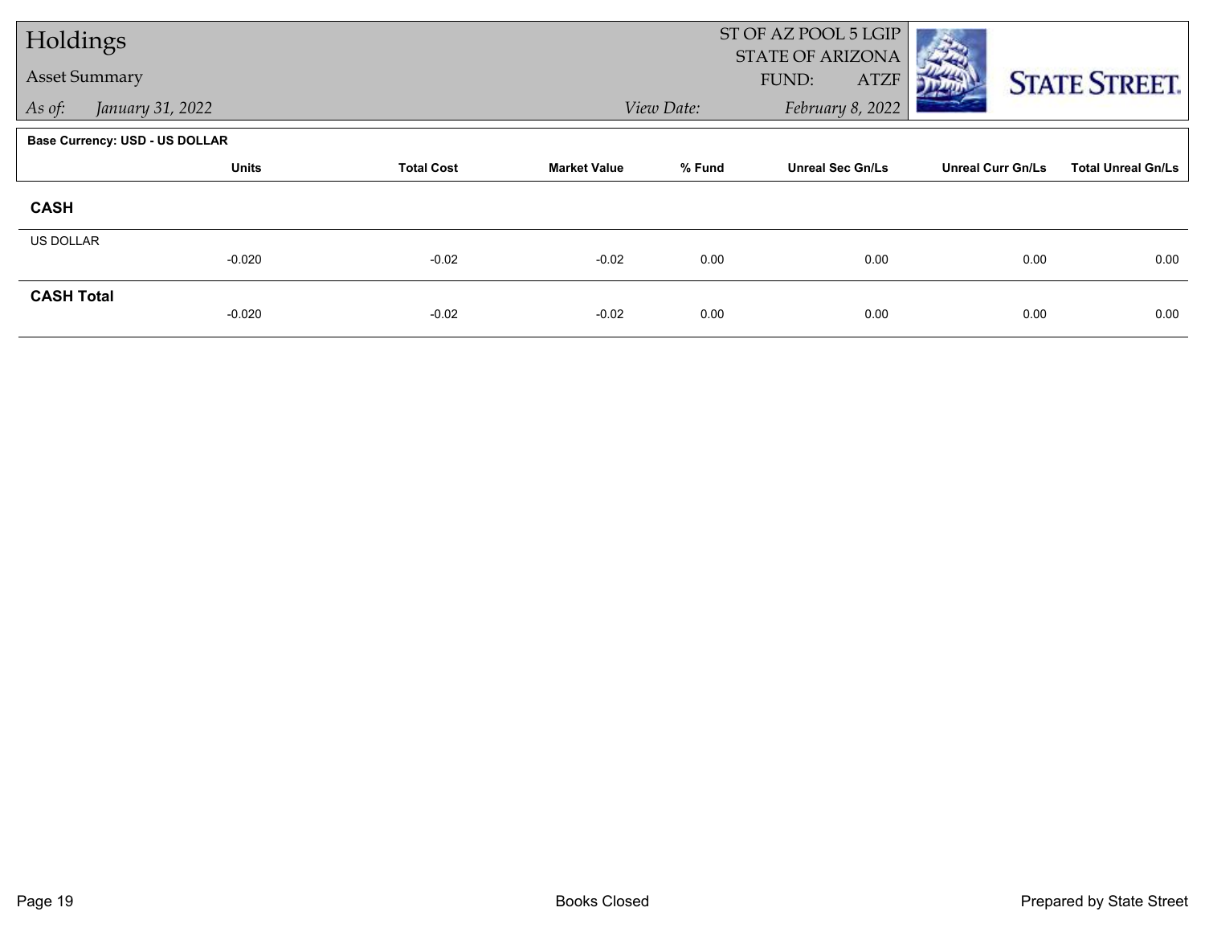# Holdings

Asset Summary

As of: January 31, 2022

ST OF AZ POOL 5 LGIP
STATE OF ARIZONA
FUND: ATZF

View Date: February 8, 2022

**Base Currency: USD - US DOLLAR**

| | Units | Total Cost | Market Value | % Fund | Unreal Sec Gn/Ls | Unreal Curr Gn/Ls | Total Unreal Gn/Ls |
|---|---|---|---|---|---|---|---|
| **CASH** | | | | | | | |
| US DOLLAR | -0.020 | -0.02 | -0.02 | 0.00 | 0.00 | 0.00 | 0.00 |
| **CASH Total** | -0.020 | -0.02 | -0.02 | 0.00 | 0.00 | 0.00 | 0.00 |

Books Closed

Prepared by State Street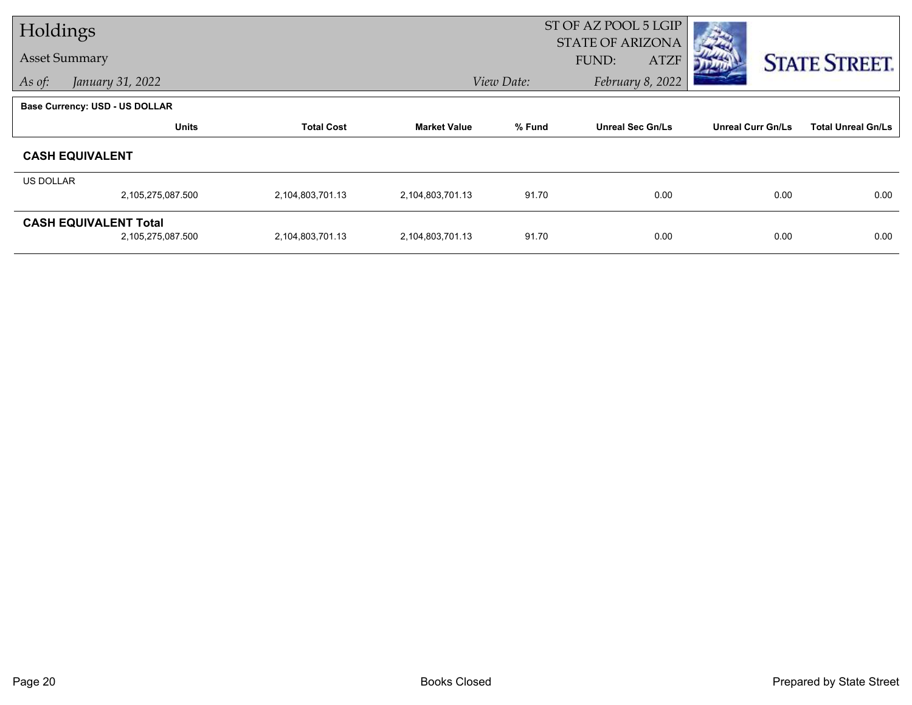# Holdings

## Asset Summary

*As of:* *January 31, 2022*

ST OF AZ POOL 5 LGIP
STATE OF ARIZONA
FUND: ATZF

*View Date:* *February 8, 2022*

**Base Currency: USD - US DOLLAR**

| | Units | Total Cost | Market Value | % Fund | Unreal Sec Gn/Ls | Unreal Curr Gn/Ls | Total Unreal Gn/Ls |
|---|---|---|---|---|---|---|---|
| **CASH EQUIVALENT** | | | | | | | |
| US DOLLAR | 2,105,275,087.500 | 2,104,803,701.13 | 2,104,803,701.13 | 91.70 | 0.00 | 0.00 | 0.00 |
| **CASH EQUIVALENT Total** | 2,105,275,087.500 | 2,104,803,701.13 | 2,104,803,701.13 | 91.70 | 0.00 | 0.00 | 0.00 |

Books Closed

Prepared by State Street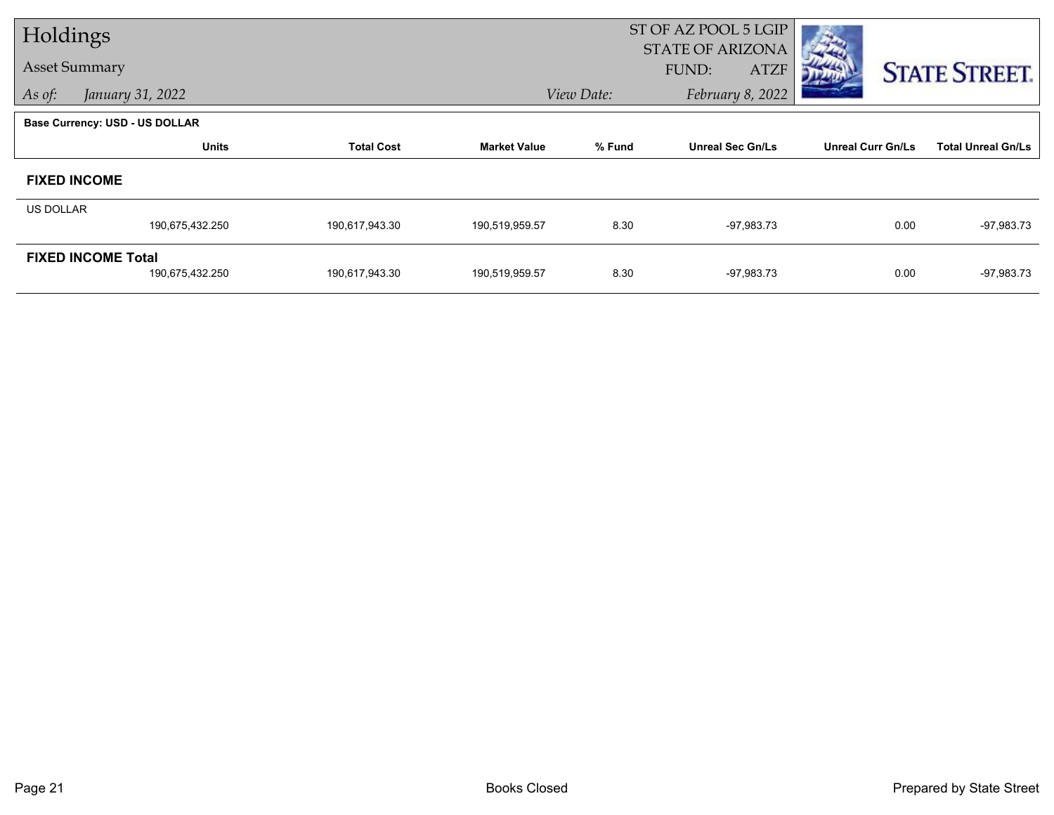# Holdings

## Asset Summary

*As of:* *January 31, 2022*

ST OF AZ POOL 5 LGIP
STATE OF ARIZONA
FUND: ATZF

*View Date:* *February 8, 2022*

**Base Currency: USD - US DOLLAR**

| | Units | Total Cost | Market Value | % Fund | Unreal Sec Gn/Ls | Unreal Curr Gn/Ls | Total Unreal Gn/Ls |
|---|---|---|---|---|---|---|---|
| **FIXED INCOME** | | | | | | | |
| US DOLLAR | 190,675,432.250 | 190,617,943.30 | 190,519,959.57 | 8.30 | -97,983.73 | 0.00 | -97,983.73 |
| **FIXED INCOME Total** | 190,675,432.250 | 190,617,943.30 | 190,519,959.57 | 8.30 | -97,983.73 | 0.00 | -97,983.73 |

Books Closed

Prepared by State Street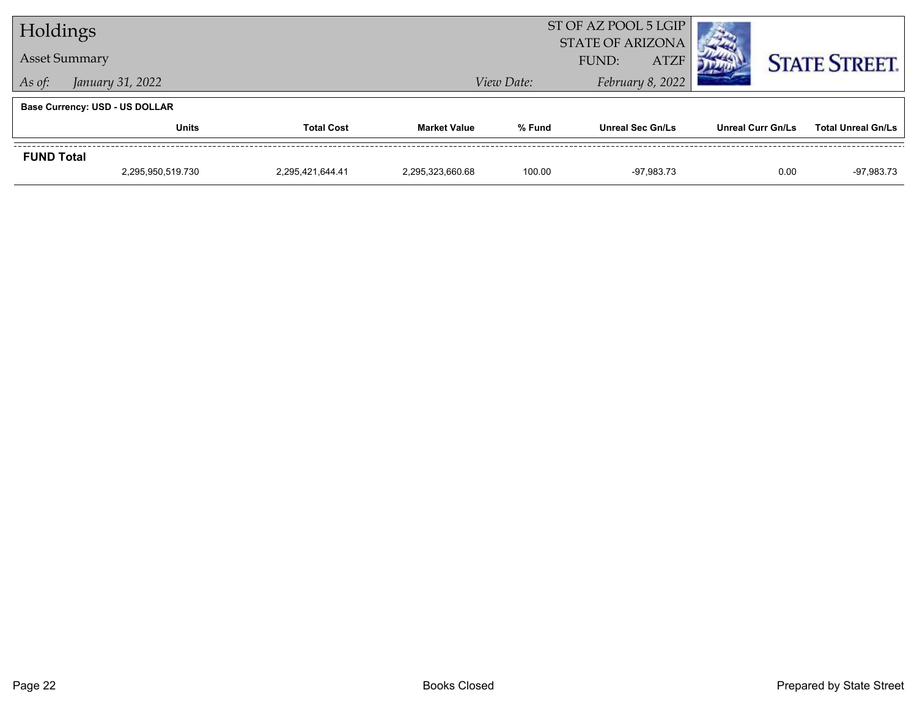# Holdings

## Asset Summary

*As of:* *January 31, 2022*

ST OF AZ POOL 5 LGIP
STATE OF ARIZONA
FUND: ATZF

*View Date:* *February 8, 2022*

STATE STREET.

**Base Currency: USD - US DOLLAR**

| | Units | Total Cost | Market Value | % Fund | Unreal Sec Gn/Ls | Unreal Curr Gn/Ls | Total Unreal Gn/Ls |
|---|---|---|---|---|---|---|---|
| **FUND Total** | | | | | | | |
| | 2,295,950,519.730 | 2,295,421,644.41 | 2,295,323,660.68 | 100.00 | -97,983.73 | 0.00 | -97,983.73 |

Books Closed

Prepared by State Street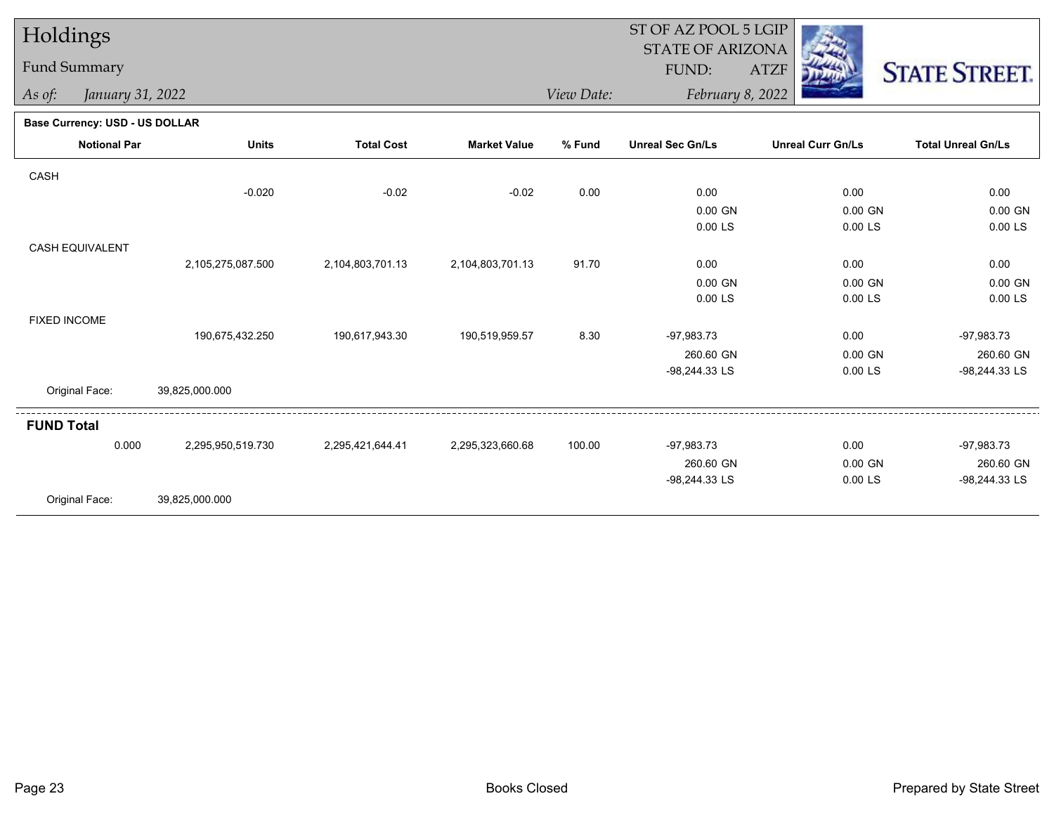# Holdings

## Fund Summary

*As of:* January 31, 2022

ST OF AZ POOL 5 LGIP
STATE OF ARIZONA
FUND: ATZF

*View Date:* February 8, 2022

STATE STREET.

**Base Currency: USD - US DOLLAR**

| Notional Par | Units | Total Cost | Market Value | % Fund | Unreal Sec Gn/Ls | Unreal Curr Gn/Ls | Total Unreal Gn/Ls |
|---|---|---|---|---|---|---|---|
| CASH | | | | | | | |
| | -0.020 | -0.02 | -0.02 | 0.00 | 0.00 | 0.00 | 0.00 |
| | | | | | 0.00 GN | 0.00 GN | 0.00 GN |
| | | | | | 0.00 LS | 0.00 LS | 0.00 LS |
| CASH EQUIVALENT | | | | | | | |
| | 2,105,275,087.500 | 2,104,803,701.13 | 2,104,803,701.13 | 91.70 | 0.00 | 0.00 | 0.00 |
| | | | | | 0.00 GN | 0.00 GN | 0.00 GN |
| | | | | | 0.00 LS | 0.00 LS | 0.00 LS |
| FIXED INCOME | | | | | | | |
| | 190,675,432.250 | 190,617,943.30 | 190,519,959.57 | 8.30 | -97,983.73 | 0.00 | -97,983.73 |
| | | | | | 260.60 GN | 0.00 GN | 260.60 GN |
| | | | | | -98,244.33 LS | 0.00 LS | -98,244.33 LS |
| Original Face: | 39,825,000.000 | | | | | | |
| **FUND Total** | | | | | | | |
| 0.000 | 2,295,950,519.730 | 2,295,421,644.41 | 2,295,323,660.68 | 100.00 | -97,983.73 | 0.00 | -97,983.73 |
| | | | | | 260.60 GN | 0.00 GN | 260.60 GN |
| | | | | | -98,244.33 LS | 0.00 LS | -98,244.33 LS |
| Original Face: | 39,825,000.000 | | | | | | |

Books Closed

Prepared by State Street